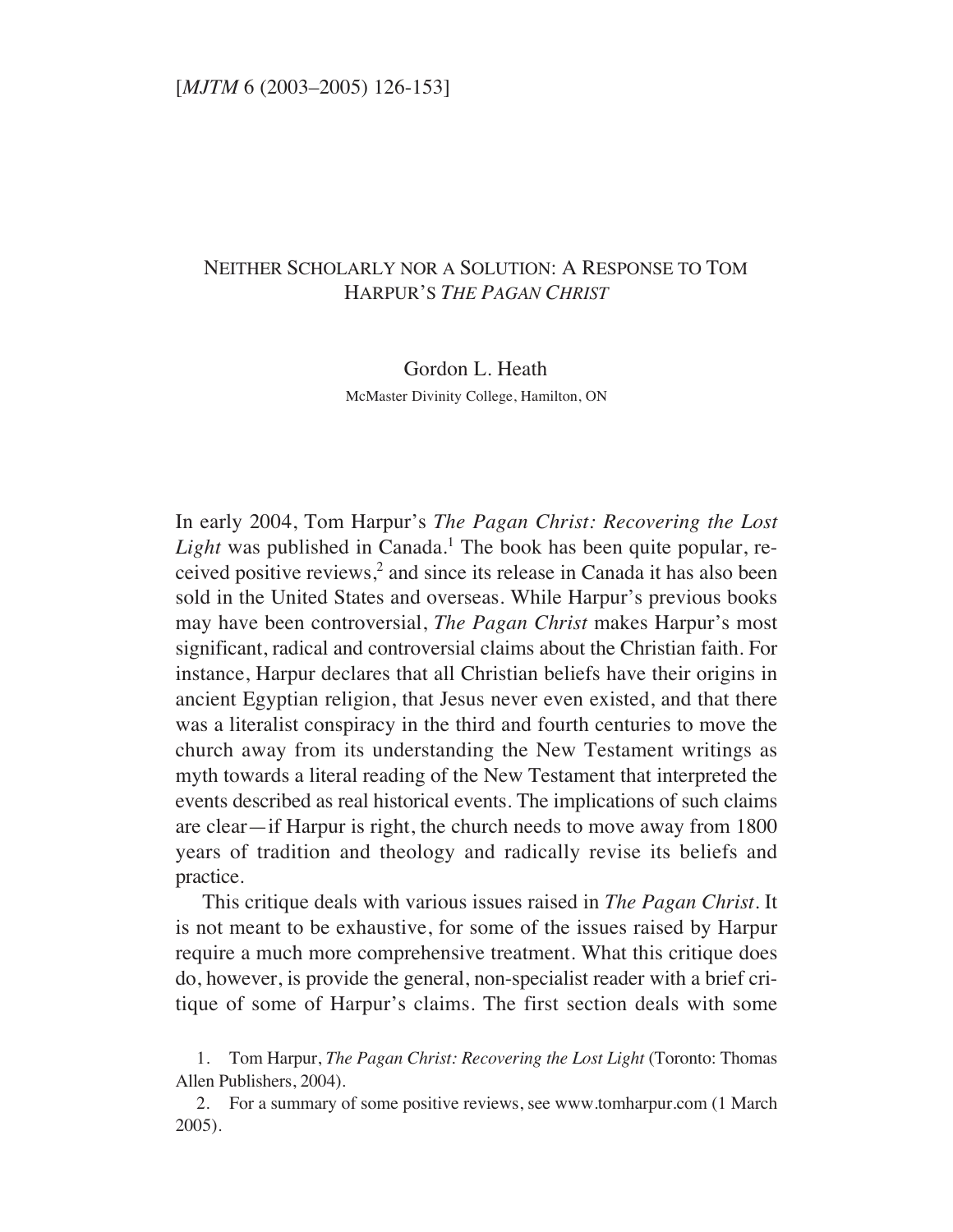# Neither Scholarly nor a Solution: A Response to Tom Harpur's *The Pagan Christ*

Gordon L. Heath

McMaster Divinity College, Hamilton, ON

In early 2004, Tom Harpur's *The Pagan Christ: Recovering the Lost Light* was published in Canada.[1] The book has been quite popular, received positive reviews,[2] and since its release in Canada it has also been sold in the United States and overseas. While Harpur's previous books may have been controversial, *The Pagan Christ* makes Harpur's most significant, radical and controversial claims about the Christian faith. For instance, Harpur declares that all Christian beliefs have their origins in ancient Egyptian religion, that Jesus never even existed, and that there was a literalist conspiracy in the third and fourth centuries to move the church away from its understanding the New Testament writings as myth towards a literal reading of the New Testament that interpreted the events described as real historical events. The implications of such claims are clear—if Harpur is right, the church needs to move away from 1800 years of tradition and theology and radically revise its beliefs and practice.

This critique deals with various issues raised in *The Pagan Christ*. It is not meant to be exhaustive, for some of the issues raised by Harpur require a much more comprehensive treatment. What this critique does do, however, is provide the general, non-specialist reader with a brief critique of some of Harpur's claims. The first section deals with some

1. Tom Harpur, *The Pagan Christ: Recovering the Lost Light* (Toronto: Thomas Allen Publishers, 2004).

2. For a summary of some positive reviews, see www.tomharpur.com (1 March 2005).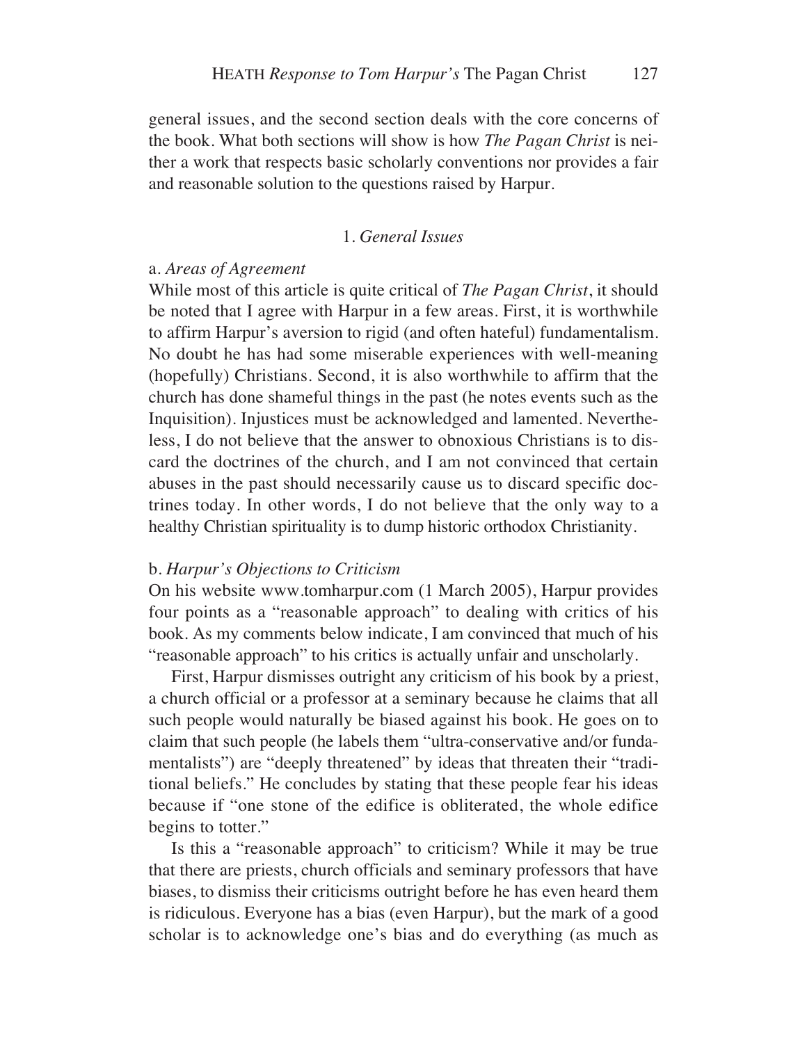general issues, and the second section deals with the core concerns of the book. What both sections will show is how *The Pagan Christ* is neither a work that respects basic scholarly conventions nor provides a fair and reasonable solution to the questions raised by Harpur.

## 1. *General Issues*

### a. *Areas of Agreement*

While most of this article is quite critical of *The Pagan Christ*, it should be noted that I agree with Harpur in a few areas. First, it is worthwhile to affirm Harpur's aversion to rigid (and often hateful) fundamentalism. No doubt he has had some miserable experiences with well-meaning (hopefully) Christians. Second, it is also worthwhile to affirm that the church has done shameful things in the past (he notes events such as the Inquisition). Injustices must be acknowledged and lamented. Nevertheless, I do not believe that the answer to obnoxious Christians is to discard the doctrines of the church, and I am not convinced that certain abuses in the past should necessarily cause us to discard specific doctrines today. In other words, I do not believe that the only way to a healthy Christian spirituality is to dump historic orthodox Christianity.

### b. *Harpur's Objections to Criticism*

On his website www.tomharpur.com (1 March 2005), Harpur provides four points as a "reasonable approach" to dealing with critics of his book. As my comments below indicate, I am convinced that much of his "reasonable approach" to his critics is actually unfair and unscholarly.

First, Harpur dismisses outright any criticism of his book by a priest, a church official or a professor at a seminary because he claims that all such people would naturally be biased against his book. He goes on to claim that such people (he labels them "ultra-conservative and/or fundamentalists") are "deeply threatened" by ideas that threaten their "traditional beliefs." He concludes by stating that these people fear his ideas because if "one stone of the edifice is obliterated, the whole edifice begins to totter."

Is this a "reasonable approach" to criticism? While it may be true that there are priests, church officials and seminary professors that have biases, to dismiss their criticisms outright before he has even heard them is ridiculous. Everyone has a bias (even Harpur), but the mark of a good scholar is to acknowledge one's bias and do everything (as much as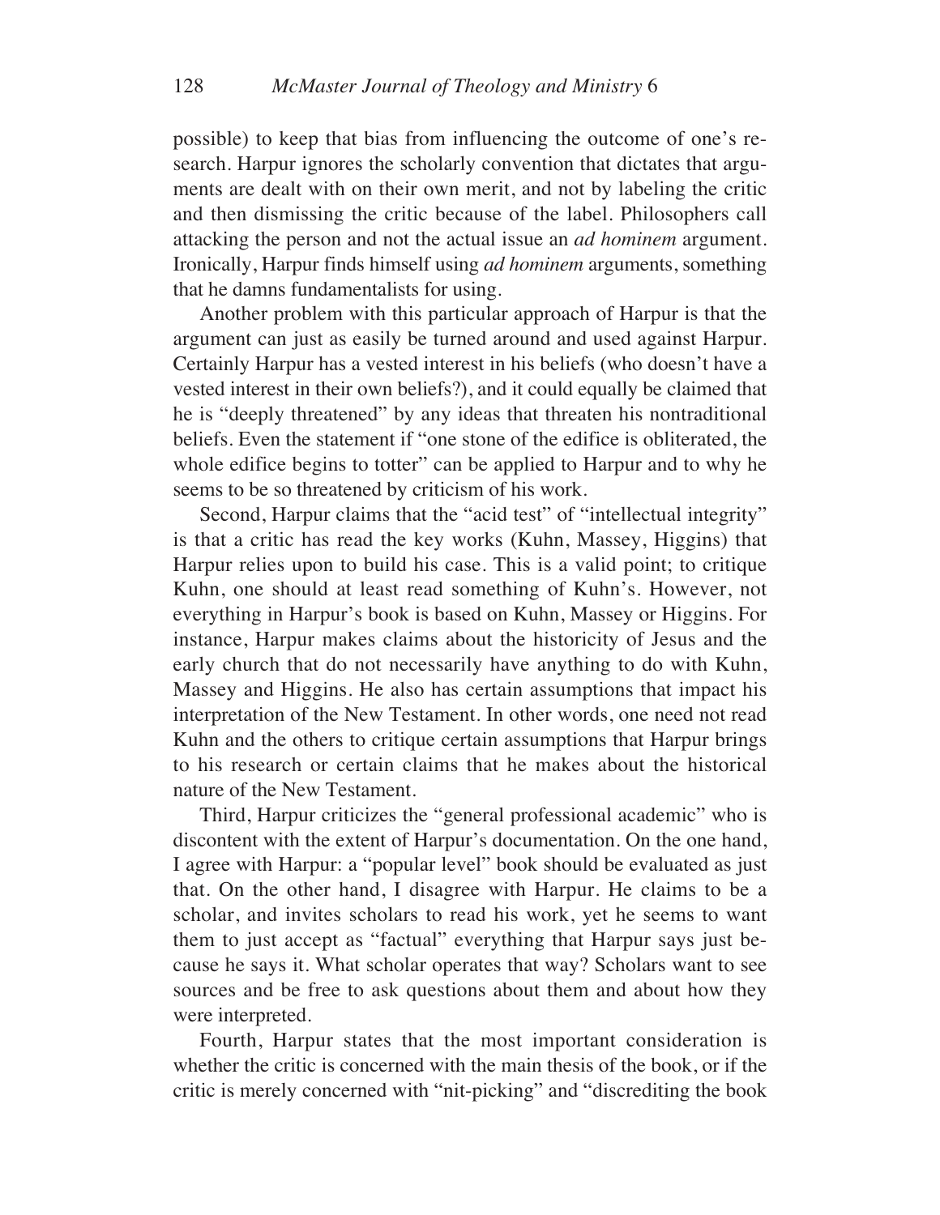possible) to keep that bias from influencing the outcome of one's research. Harpur ignores the scholarly convention that dictates that arguments are dealt with on their own merit, and not by labeling the critic and then dismissing the critic because of the label. Philosophers call attacking the person and not the actual issue an *ad hominem* argument. Ironically, Harpur finds himself using *ad hominem* arguments, something that he damns fundamentalists for using.

Another problem with this particular approach of Harpur is that the argument can just as easily be turned around and used against Harpur. Certainly Harpur has a vested interest in his beliefs (who doesn't have a vested interest in their own beliefs?), and it could equally be claimed that he is "deeply threatened" by any ideas that threaten his nontraditional beliefs. Even the statement if "one stone of the edifice is obliterated, the whole edifice begins to totter" can be applied to Harpur and to why he seems to be so threatened by criticism of his work.

Second, Harpur claims that the "acid test" of "intellectual integrity" is that a critic has read the key works (Kuhn, Massey, Higgins) that Harpur relies upon to build his case. This is a valid point; to critique Kuhn, one should at least read something of Kuhn's. However, not everything in Harpur's book is based on Kuhn, Massey or Higgins. For instance, Harpur makes claims about the historicity of Jesus and the early church that do not necessarily have anything to do with Kuhn, Massey and Higgins. He also has certain assumptions that impact his interpretation of the New Testament. In other words, one need not read Kuhn and the others to critique certain assumptions that Harpur brings to his research or certain claims that he makes about the historical nature of the New Testament.

Third, Harpur criticizes the "general professional academic" who is discontent with the extent of Harpur's documentation. On the one hand, I agree with Harpur: a "popular level" book should be evaluated as just that. On the other hand, I disagree with Harpur. He claims to be a scholar, and invites scholars to read his work, yet he seems to want them to just accept as "factual" everything that Harpur says just because he says it. What scholar operates that way? Scholars want to see sources and be free to ask questions about them and about how they were interpreted.

Fourth, Harpur states that the most important consideration is whether the critic is concerned with the main thesis of the book, or if the critic is merely concerned with "nit-picking" and "discrediting the book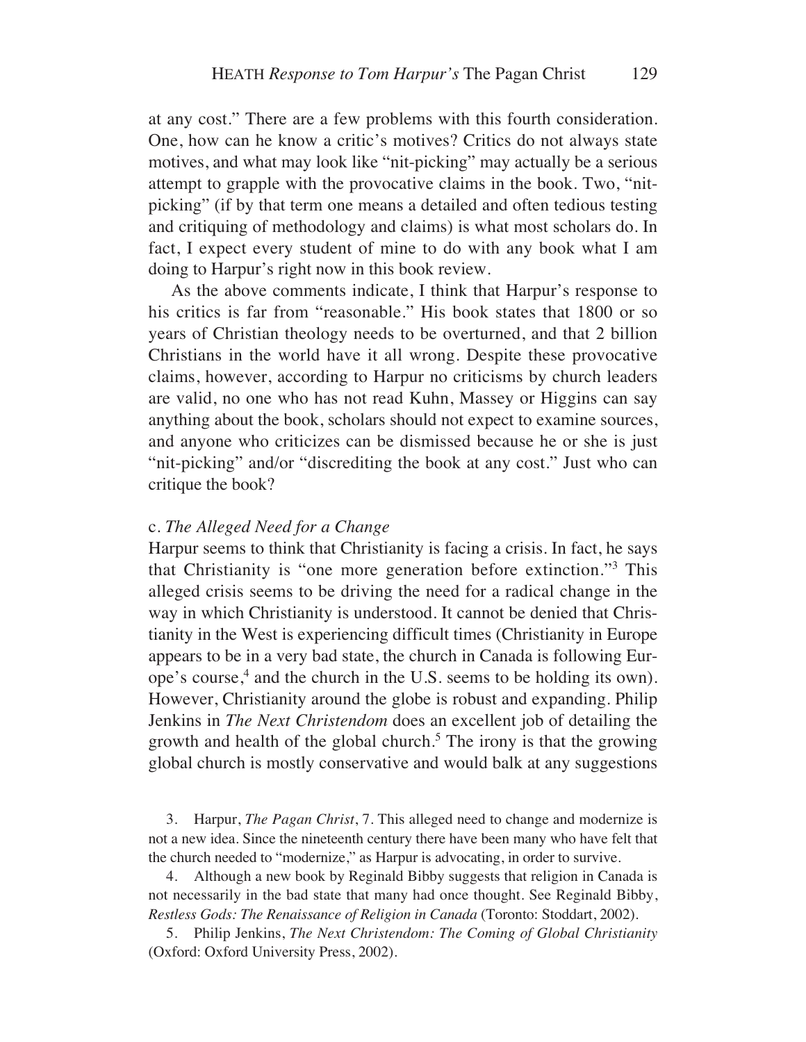at any cost." There are a few problems with this fourth consideration. One, how can he know a critic's motives? Critics do not always state motives, and what may look like "nit-picking" may actually be a serious attempt to grapple with the provocative claims in the book. Two, "nit-picking" (if by that term one means a detailed and often tedious testing and critiquing of methodology and claims) is what most scholars do. In fact, I expect every student of mine to do with any book what I am doing to Harpur's right now in this book review.

As the above comments indicate, I think that Harpur's response to his critics is far from "reasonable." His book states that 1800 or so years of Christian theology needs to be overturned, and that 2 billion Christians in the world have it all wrong. Despite these provocative claims, however, according to Harpur no criticisms by church leaders are valid, no one who has not read Kuhn, Massey or Higgins can say anything about the book, scholars should not expect to examine sources, and anyone who criticizes can be dismissed because he or she is just "nit-picking" and/or "discrediting the book at any cost." Just who can critique the book?

### c. *The Alleged Need for a Change*

Harpur seems to think that Christianity is facing a crisis. In fact, he says that Christianity is "one more generation before extinction."[3] This alleged crisis seems to be driving the need for a radical change in the way in which Christianity is understood. It cannot be denied that Christianity in the West is experiencing difficult times (Christianity in Europe appears to be in a very bad state, the church in Canada is following Europe's course,[4] and the church in the U.S. seems to be holding its own). However, Christianity around the globe is robust and expanding. Philip Jenkins in *The Next Christendom* does an excellent job of detailing the growth and health of the global church.[5] The irony is that the growing global church is mostly conservative and would balk at any suggestions

3. Harpur, *The Pagan Christ*, 7. This alleged need to change and modernize is not a new idea. Since the nineteenth century there have been many who have felt that the church needed to "modernize," as Harpur is advocating, in order to survive.

4. Although a new book by Reginald Bibby suggests that religion in Canada is not necessarily in the bad state that many had once thought. See Reginald Bibby, *Restless Gods: The Renaissance of Religion in Canada* (Toronto: Stoddart, 2002).

5. Philip Jenkins, *The Next Christendom: The Coming of Global Christianity* (Oxford: Oxford University Press, 2002).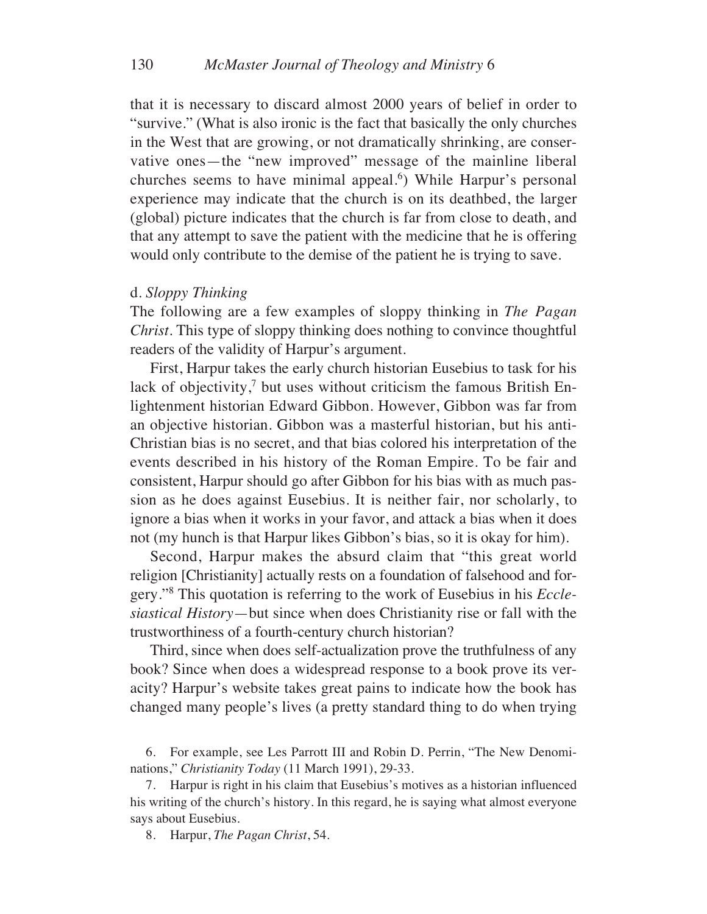that it is necessary to discard almost 2000 years of belief in order to "survive." (What is also ironic is the fact that basically the only churches in the West that are growing, or not dramatically shrinking, are conservative ones—the "new improved" message of the mainline liberal churches seems to have minimal appeal.[6]) While Harpur's personal experience may indicate that the church is on its deathbed, the larger (global) picture indicates that the church is far from close to death, and that any attempt to save the patient with the medicine that he is offering would only contribute to the demise of the patient he is trying to save.

d. *Sloppy Thinking*

The following are a few examples of sloppy thinking in *The Pagan Christ*. This type of sloppy thinking does nothing to convince thoughtful readers of the validity of Harpur's argument.

First, Harpur takes the early church historian Eusebius to task for his lack of objectivity,[7] but uses without criticism the famous British Enlightenment historian Edward Gibbon. However, Gibbon was far from an objective historian. Gibbon was a masterful historian, but his anti-Christian bias is no secret, and that bias colored his interpretation of the events described in his history of the Roman Empire. To be fair and consistent, Harpur should go after Gibbon for his bias with as much passion as he does against Eusebius. It is neither fair, nor scholarly, to ignore a bias when it works in your favor, and attack a bias when it does not (my hunch is that Harpur likes Gibbon's bias, so it is okay for him).

Second, Harpur makes the absurd claim that "this great world religion [Christianity] actually rests on a foundation of falsehood and forgery."[8] This quotation is referring to the work of Eusebius in his *Ecclesiastical History*—but since when does Christianity rise or fall with the trustworthiness of a fourth-century church historian?

Third, since when does self-actualization prove the truthfulness of any book? Since when does a widespread response to a book prove its veracity? Harpur's website takes great pains to indicate how the book has changed many people's lives (a pretty standard thing to do when trying

6. For example, see Les Parrott III and Robin D. Perrin, "The New Denominations," *Christianity Today* (11 March 1991), 29-33.

7. Harpur is right in his claim that Eusebius's motives as a historian influenced his writing of the church's history. In this regard, he is saying what almost everyone says about Eusebius.

8. Harpur, *The Pagan Christ*, 54.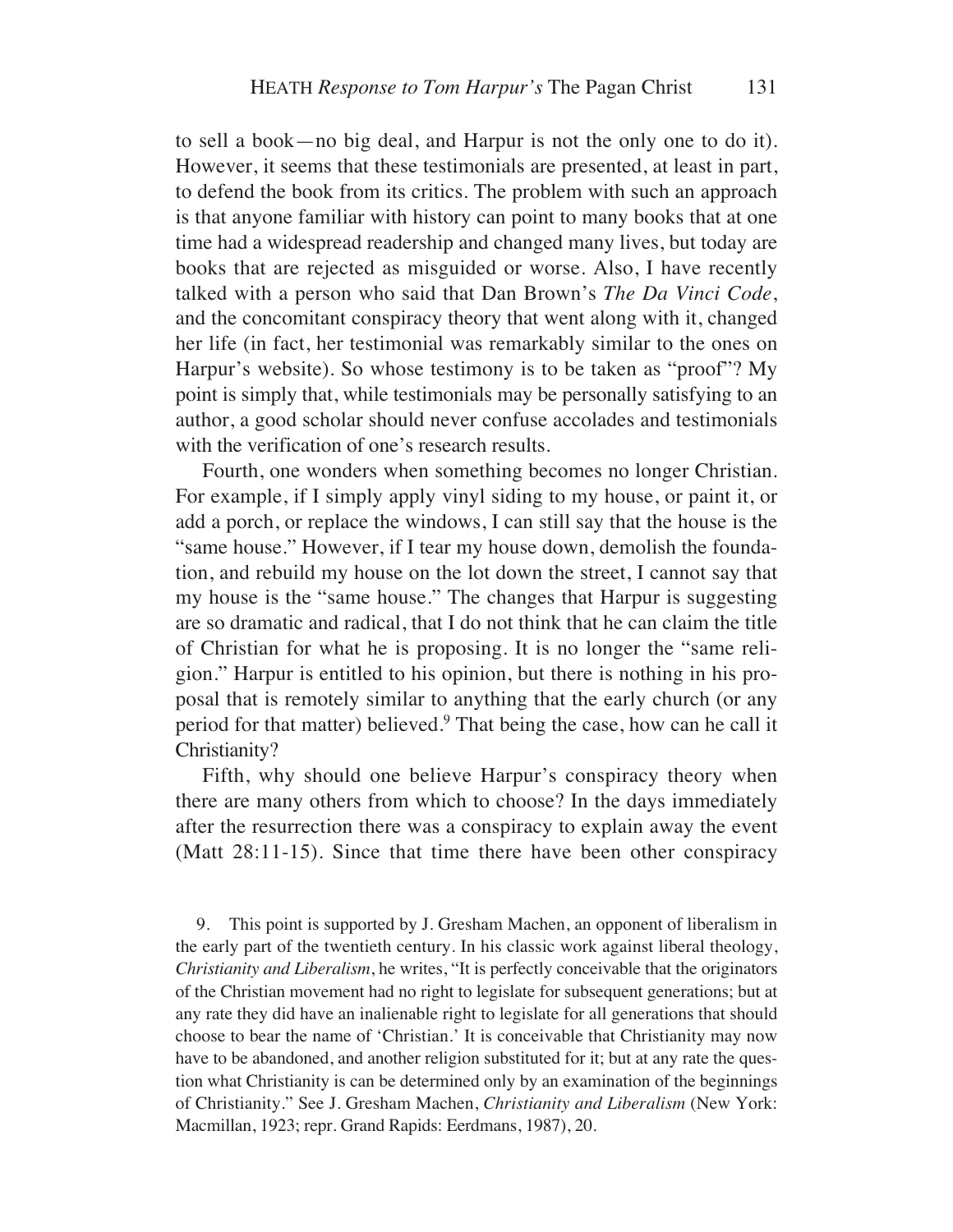to sell a book—no big deal, and Harpur is not the only one to do it). However, it seems that these testimonials are presented, at least in part, to defend the book from its critics. The problem with such an approach is that anyone familiar with history can point to many books that at one time had a widespread readership and changed many lives, but today are books that are rejected as misguided or worse. Also, I have recently talked with a person who said that Dan Brown's *The Da Vinci Code*, and the concomitant conspiracy theory that went along with it, changed her life (in fact, her testimonial was remarkably similar to the ones on Harpur's website). So whose testimony is to be taken as "proof"? My point is simply that, while testimonials may be personally satisfying to an author, a good scholar should never confuse accolades and testimonials with the verification of one's research results.

Fourth, one wonders when something becomes no longer Christian. For example, if I simply apply vinyl siding to my house, or paint it, or add a porch, or replace the windows, I can still say that the house is the "same house." However, if I tear my house down, demolish the foundation, and rebuild my house on the lot down the street, I cannot say that my house is the "same house." The changes that Harpur is suggesting are so dramatic and radical, that I do not think that he can claim the title of Christian for what he is proposing. It is no longer the "same religion." Harpur is entitled to his opinion, but there is nothing in his proposal that is remotely similar to anything that the early church (or any period for that matter) believed.[9] That being the case, how can he call it Christianity?

Fifth, why should one believe Harpur's conspiracy theory when there are many others from which to choose? In the days immediately after the resurrection there was a conspiracy to explain away the event (Matt 28:11-15). Since that time there have been other conspiracy

9. This point is supported by J. Gresham Machen, an opponent of liberalism in the early part of the twentieth century. In his classic work against liberal theology, *Christianity and Liberalism*, he writes, "It is perfectly conceivable that the originators of the Christian movement had no right to legislate for subsequent generations; but at any rate they did have an inalienable right to legislate for all generations that should choose to bear the name of 'Christian.' It is conceivable that Christianity may now have to be abandoned, and another religion substituted for it; but at any rate the question what Christianity is can be determined only by an examination of the beginnings of Christianity." See J. Gresham Machen, *Christianity and Liberalism* (New York: Macmillan, 1923; repr. Grand Rapids: Eerdmans, 1987), 20.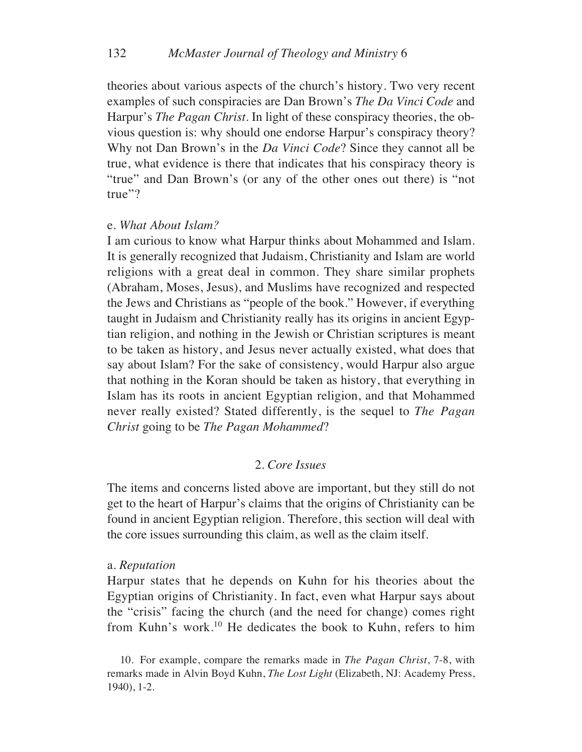theories about various aspects of the church's history. Two very recent examples of such conspiracies are Dan Brown's *The Da Vinci Code* and Harpur's *The Pagan Christ*. In light of these conspiracy theories, the obvious question is: why should one endorse Harpur's conspiracy theory? Why not Dan Brown's in the *Da Vinci Code*? Since they cannot all be true, what evidence is there that indicates that his conspiracy theory is "true" and Dan Brown's (or any of the other ones out there) is "not true"?

e. *What About Islam?*

I am curious to know what Harpur thinks about Mohammed and Islam. It is generally recognized that Judaism, Christianity and Islam are world religions with a great deal in common. They share similar prophets (Abraham, Moses, Jesus), and Muslims have recognized and respected the Jews and Christians as "people of the book." However, if everything taught in Judaism and Christianity really has its origins in ancient Egyptian religion, and nothing in the Jewish or Christian scriptures is meant to be taken as history, and Jesus never actually existed, what does that say about Islam? For the sake of consistency, would Harpur also argue that nothing in the Koran should be taken as history, that everything in Islam has its roots in ancient Egyptian religion, and that Mohammed never really existed? Stated differently, is the sequel to *The Pagan Christ* going to be *The Pagan Mohammed*?

## 2. *Core Issues*

The items and concerns listed above are important, but they still do not get to the heart of Harpur's claims that the origins of Christianity can be found in ancient Egyptian religion. Therefore, this section will deal with the core issues surrounding this claim, as well as the claim itself.

a. *Reputation*

Harpur states that he depends on Kuhn for his theories about the Egyptian origins of Christianity. In fact, even what Harpur says about the "crisis" facing the church (and the need for change) comes right from Kuhn's work.[10] He dedicates the book to Kuhn, refers to him

10. For example, compare the remarks made in *The Pagan Christ*, 7-8, with remarks made in Alvin Boyd Kuhn, *The Lost Light* (Elizabeth, NJ: Academy Press, 1940), 1-2.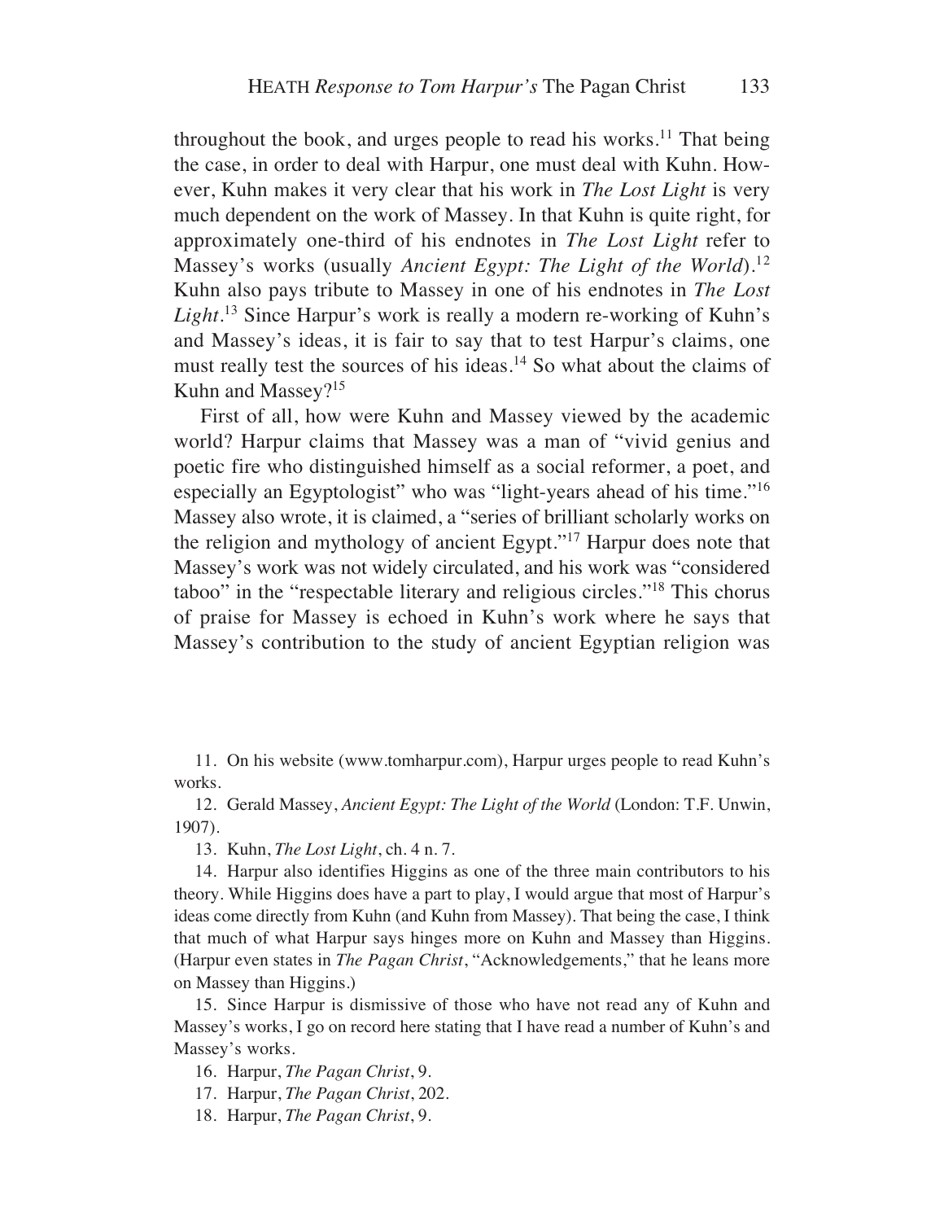throughout the book, and urges people to read his works.[11] That being the case, in order to deal with Harpur, one must deal with Kuhn. However, Kuhn makes it very clear that his work in *The Lost Light* is very much dependent on the work of Massey. In that Kuhn is quite right, for approximately one-third of his endnotes in *The Lost Light* refer to Massey's works (usually *Ancient Egypt: The Light of the World*).[12] Kuhn also pays tribute to Massey in one of his endnotes in *The Lost Light*.[13] Since Harpur's work is really a modern re-working of Kuhn's and Massey's ideas, it is fair to say that to test Harpur's claims, one must really test the sources of his ideas.[14] So what about the claims of Kuhn and Massey?[15]

First of all, how were Kuhn and Massey viewed by the academic world? Harpur claims that Massey was a man of "vivid genius and poetic fire who distinguished himself as a social reformer, a poet, and especially an Egyptologist" who was "light-years ahead of his time."[16] Massey also wrote, it is claimed, a "series of brilliant scholarly works on the religion and mythology of ancient Egypt."[17] Harpur does note that Massey's work was not widely circulated, and his work was "considered taboo" in the "respectable literary and religious circles."[18] This chorus of praise for Massey is echoed in Kuhn's work where he says that Massey's contribution to the study of ancient Egyptian religion was

11. On his website (www.tomharpur.com), Harpur urges people to read Kuhn's works.

12. Gerald Massey, *Ancient Egypt: The Light of the World* (London: T.F. Unwin, 1907).

13. Kuhn, *The Lost Light*, ch. 4 n. 7.

14. Harpur also identifies Higgins as one of the three main contributors to his theory. While Higgins does have a part to play, I would argue that most of Harpur's ideas come directly from Kuhn (and Kuhn from Massey). That being the case, I think that much of what Harpur says hinges more on Kuhn and Massey than Higgins. (Harpur even states in *The Pagan Christ*, "Acknowledgements," that he leans more on Massey than Higgins.)

15. Since Harpur is dismissive of those who have not read any of Kuhn and Massey's works, I go on record here stating that I have read a number of Kuhn's and Massey's works.

16. Harpur, *The Pagan Christ*, 9.

17. Harpur, *The Pagan Christ*, 202.

18. Harpur, *The Pagan Christ*, 9.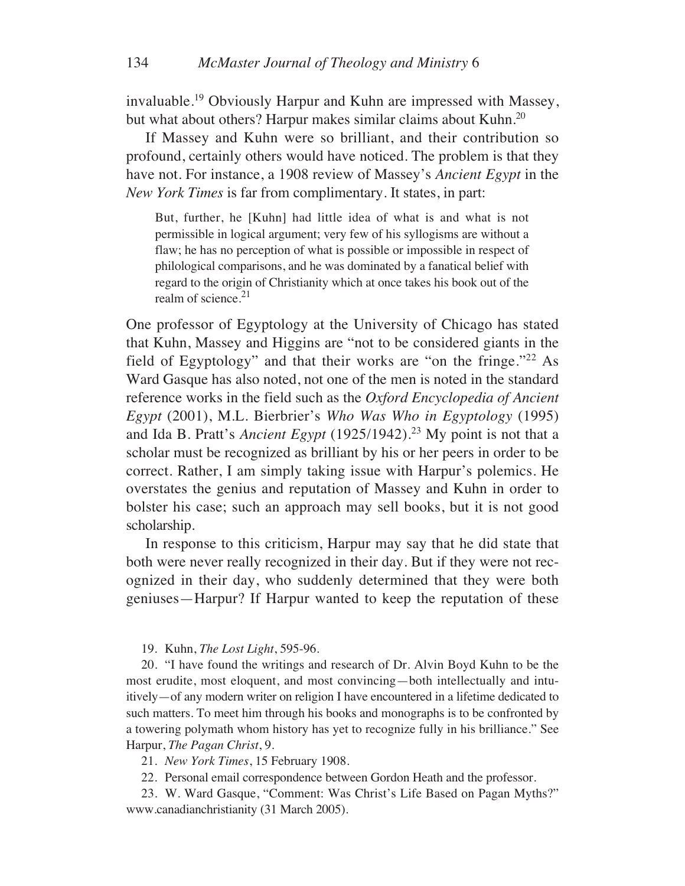invaluable.[19] Obviously Harpur and Kuhn are impressed with Massey, but what about others? Harpur makes similar claims about Kuhn.[20]

If Massey and Kuhn were so brilliant, and their contribution so profound, certainly others would have noticed. The problem is that they have not. For instance, a 1908 review of Massey's *Ancient Egypt* in the *New York Times* is far from complimentary. It states, in part:

> But, further, he [Kuhn] had little idea of what is and what is not permissible in logical argument; very few of his syllogisms are without a flaw; he has no perception of what is possible or impossible in respect of philological comparisons, and he was dominated by a fanatical belief with regard to the origin of Christianity which at once takes his book out of the realm of science.[21]

One professor of Egyptology at the University of Chicago has stated that Kuhn, Massey and Higgins are "not to be considered giants in the field of Egyptology" and that their works are "on the fringe."[22] As Ward Gasque has also noted, not one of the men is noted in the standard reference works in the field such as the *Oxford Encyclopedia of Ancient Egypt* (2001), M.L. Bierbrier's *Who Was Who in Egyptology* (1995) and Ida B. Pratt's *Ancient Egypt* (1925/1942).[23] My point is not that a scholar must be recognized as brilliant by his or her peers in order to be correct. Rather, I am simply taking issue with Harpur's polemics. He overstates the genius and reputation of Massey and Kuhn in order to bolster his case; such an approach may sell books, but it is not good scholarship.

In response to this criticism, Harpur may say that he did state that both were never really recognized in their day. But if they were not recognized in their day, who suddenly determined that they were both geniuses—Harpur? If Harpur wanted to keep the reputation of these

19. Kuhn, *The Lost Light*, 595-96.

20. "I have found the writings and research of Dr. Alvin Boyd Kuhn to be the most erudite, most eloquent, and most convincing—both intellectually and intuitively—of any modern writer on religion I have encountered in a lifetime dedicated to such matters. To meet him through his books and monographs is to be confronted by a towering polymath whom history has yet to recognize fully in his brilliance." See Harpur, *The Pagan Christ*, 9.

21. *New York Times*, 15 February 1908.

22. Personal email correspondence between Gordon Heath and the professor.

23. W. Ward Gasque, "Comment: Was Christ's Life Based on Pagan Myths?" www.canadianchristianity (31 March 2005).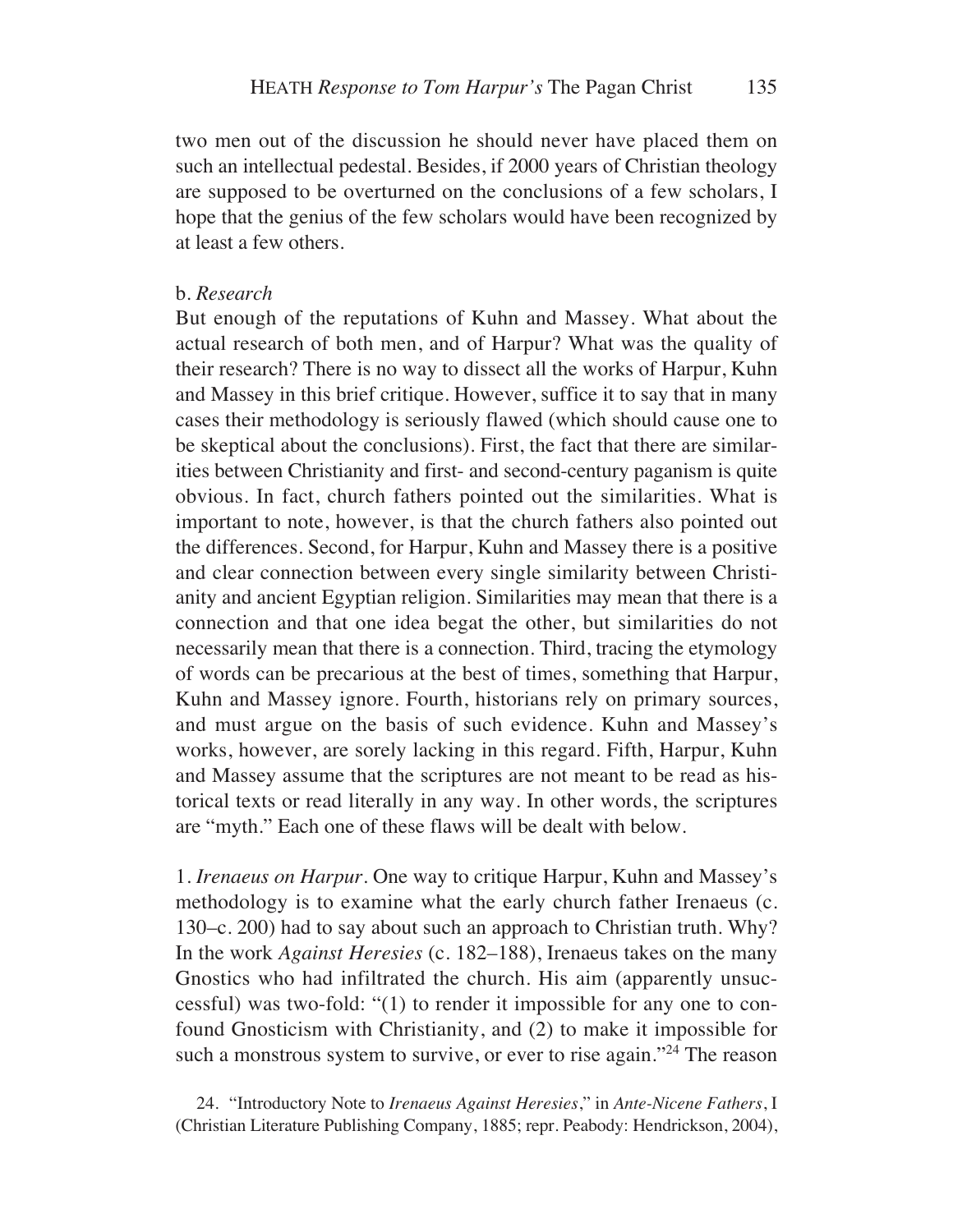two men out of the discussion he should never have placed them on such an intellectual pedestal. Besides, if 2000 years of Christian theology are supposed to be overturned on the conclusions of a few scholars, I hope that the genius of the few scholars would have been recognized by at least a few others.

b. *Research*

But enough of the reputations of Kuhn and Massey. What about the actual research of both men, and of Harpur? What was the quality of their research? There is no way to dissect all the works of Harpur, Kuhn and Massey in this brief critique. However, suffice it to say that in many cases their methodology is seriously flawed (which should cause one to be skeptical about the conclusions). First, the fact that there are similarities between Christianity and first- and second-century paganism is quite obvious. In fact, church fathers pointed out the similarities. What is important to note, however, is that the church fathers also pointed out the differences. Second, for Harpur, Kuhn and Massey there is a positive and clear connection between every single similarity between Christianity and ancient Egyptian religion. Similarities may mean that there is a connection and that one idea begat the other, but similarities do not necessarily mean that there is a connection. Third, tracing the etymology of words can be precarious at the best of times, something that Harpur, Kuhn and Massey ignore. Fourth, historians rely on primary sources, and must argue on the basis of such evidence. Kuhn and Massey's works, however, are sorely lacking in this regard. Fifth, Harpur, Kuhn and Massey assume that the scriptures are not meant to be read as historical texts or read literally in any way. In other words, the scriptures are "myth." Each one of these flaws will be dealt with below.

1. *Irenaeus on Harpur*. One way to critique Harpur, Kuhn and Massey's methodology is to examine what the early church father Irenaeus (c. 130–c. 200) had to say about such an approach to Christian truth. Why? In the work *Against Heresies* (c. 182–188), Irenaeus takes on the many Gnostics who had infiltrated the church. His aim (apparently unsuccessful) was two-fold: "(1) to render it impossible for any one to confound Gnosticism with Christianity, and (2) to make it impossible for such a monstrous system to survive, or ever to rise again."[24] The reason

24. "Introductory Note to *Irenaeus Against Heresies*," in *Ante-Nicene Fathers*, I (Christian Literature Publishing Company, 1885; repr. Peabody: Hendrickson, 2004),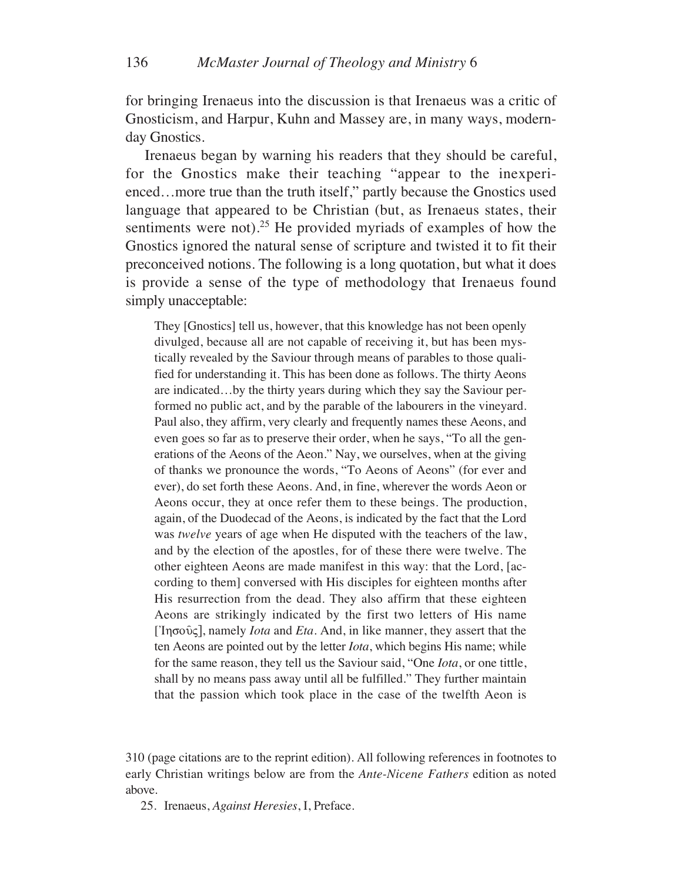for bringing Irenaeus into the discussion is that Irenaeus was a critic of Gnosticism, and Harpur, Kuhn and Massey are, in many ways, modern-day Gnostics.

Irenaeus began by warning his readers that they should be careful, for the Gnostics make their teaching "appear to the inexperienced…more true than the truth itself," partly because the Gnostics used language that appeared to be Christian (but, as Irenaeus states, their sentiments were not).[25] He provided myriads of examples of how the Gnostics ignored the natural sense of scripture and twisted it to fit their preconceived notions. The following is a long quotation, but what it does is provide a sense of the type of methodology that Irenaeus found simply unacceptable:

> They [Gnostics] tell us, however, that this knowledge has not been openly divulged, because all are not capable of receiving it, but has been mystically revealed by the Saviour through means of parables to those qualified for understanding it. This has been done as follows. The thirty Aeons are indicated…by the thirty years during which they say the Saviour performed no public act, and by the parable of the labourers in the vineyard. Paul also, they affirm, very clearly and frequently names these Aeons, and even goes so far as to preserve their order, when he says, "To all the generations of the Aeons of the Aeon." Nay, we ourselves, when at the giving of thanks we pronounce the words, "To Aeons of Aeons" (for ever and ever), do set forth these Aeons. And, in fine, wherever the words Aeon or Aeons occur, they at once refer them to these beings. The production, again, of the Duodecad of the Aeons, is indicated by the fact that the Lord was *twelve* years of age when He disputed with the teachers of the law, and by the election of the apostles, for of these there were twelve. The other eighteen Aeons are made manifest in this way: that the Lord, [according to them] conversed with His disciples for eighteen months after His resurrection from the dead. They also affirm that these eighteen Aeons are strikingly indicated by the first two letters of His name [Ἰησοῦς], namely *Iota* and *Eta*. And, in like manner, they assert that the ten Aeons are pointed out by the letter *Iota*, which begins His name; while for the same reason, they tell us the Saviour said, "One *Iota*, or one tittle, shall by no means pass away until all be fulfilled." They further maintain that the passion which took place in the case of the twelfth Aeon is

310 (page citations are to the reprint edition). All following references in footnotes to early Christian writings below are from the *Ante-Nicene Fathers* edition as noted above.

25. Irenaeus, *Against Heresies*, I, Preface.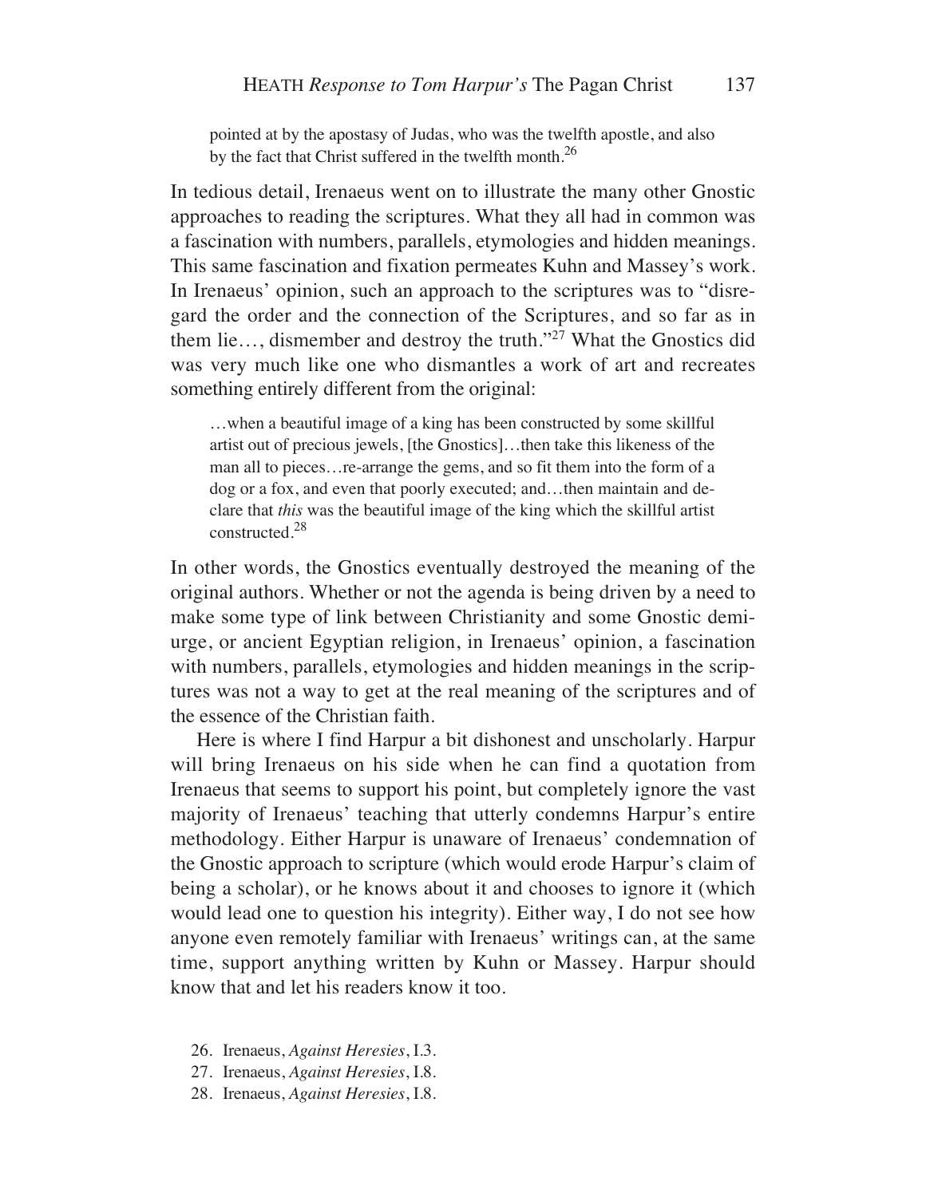> pointed at by the apostasy of Judas, who was the twelfth apostle, and also by the fact that Christ suffered in the twelfth month.[26]

In tedious detail, Irenaeus went on to illustrate the many other Gnostic approaches to reading the scriptures. What they all had in common was a fascination with numbers, parallels, etymologies and hidden meanings. This same fascination and fixation permeates Kuhn and Massey's work. In Irenaeus' opinion, such an approach to the scriptures was to "disregard the order and the connection of the Scriptures, and so far as in them lie…, dismember and destroy the truth."[27] What the Gnostics did was very much like one who dismantles a work of art and recreates something entirely different from the original:

> …when a beautiful image of a king has been constructed by some skillful artist out of precious jewels, [the Gnostics]…then take this likeness of the man all to pieces…re-arrange the gems, and so fit them into the form of a dog or a fox, and even that poorly executed; and…then maintain and declare that *this* was the beautiful image of the king which the skillful artist constructed.[28]

In other words, the Gnostics eventually destroyed the meaning of the original authors. Whether or not the agenda is being driven by a need to make some type of link between Christianity and some Gnostic demiurge, or ancient Egyptian religion, in Irenaeus' opinion, a fascination with numbers, parallels, etymologies and hidden meanings in the scriptures was not a way to get at the real meaning of the scriptures and of the essence of the Christian faith.

Here is where I find Harpur a bit dishonest and unscholarly. Harpur will bring Irenaeus on his side when he can find a quotation from Irenaeus that seems to support his point, but completely ignore the vast majority of Irenaeus' teaching that utterly condemns Harpur's entire methodology. Either Harpur is unaware of Irenaeus' condemnation of the Gnostic approach to scripture (which would erode Harpur's claim of being a scholar), or he knows about it and chooses to ignore it (which would lead one to question his integrity). Either way, I do not see how anyone even remotely familiar with Irenaeus' writings can, at the same time, support anything written by Kuhn or Massey. Harpur should know that and let his readers know it too.

26. Irenaeus, *Against Heresies*, I.3.
27. Irenaeus, *Against Heresies*, I.8.
28. Irenaeus, *Against Heresies*, I.8.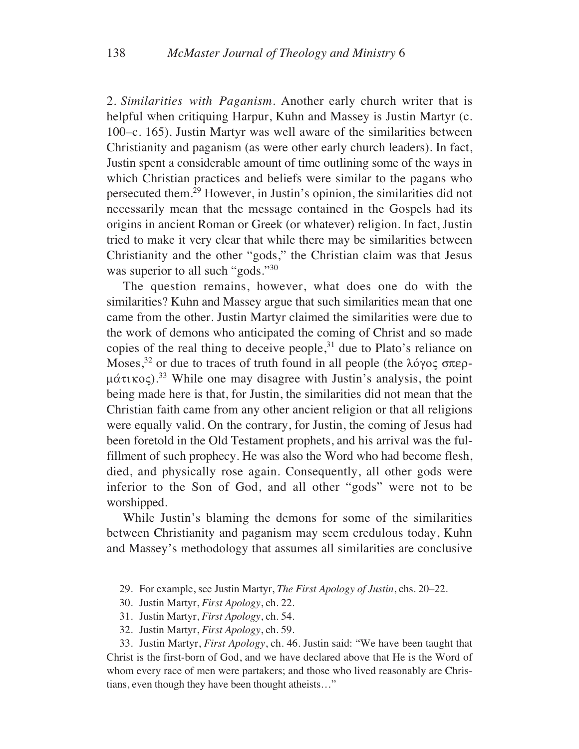2. *Similarities with Paganism*. Another early church writer that is helpful when critiquing Harpur, Kuhn and Massey is Justin Martyr (c. 100–c. 165). Justin Martyr was well aware of the similarities between Christianity and paganism (as were other early church leaders). In fact, Justin spent a considerable amount of time outlining some of the ways in which Christian practices and beliefs were similar to the pagans who persecuted them.[29] However, in Justin's opinion, the similarities did not necessarily mean that the message contained in the Gospels had its origins in ancient Roman or Greek (or whatever) religion. In fact, Justin tried to make it very clear that while there may be similarities between Christianity and the other "gods," the Christian claim was that Jesus was superior to all such "gods."[30]

The question remains, however, what does one do with the similarities? Kuhn and Massey argue that such similarities mean that one came from the other. Justin Martyr claimed the similarities were due to the work of demons who anticipated the coming of Christ and so made copies of the real thing to deceive people,[31] due to Plato's reliance on Moses,[32] or due to traces of truth found in all people (the λόγος σπερμάτικος).[33] While one may disagree with Justin's analysis, the point being made here is that, for Justin, the similarities did not mean that the Christian faith came from any other ancient religion or that all religions were equally valid. On the contrary, for Justin, the coming of Jesus had been foretold in the Old Testament prophets, and his arrival was the fulfillment of such prophecy. He was also the Word who had become flesh, died, and physically rose again. Consequently, all other gods were inferior to the Son of God, and all other "gods" were not to be worshipped.

While Justin's blaming the demons for some of the similarities between Christianity and paganism may seem credulous today, Kuhn and Massey's methodology that assumes all similarities are conclusive

29. For example, see Justin Martyr, *The First Apology of Justin*, chs. 20–22.

30. Justin Martyr, *First Apology*, ch. 22.

31. Justin Martyr, *First Apology*, ch. 54.

32. Justin Martyr, *First Apology*, ch. 59.

33. Justin Martyr, *First Apology*, ch. 46. Justin said: "We have been taught that Christ is the first-born of God, and we have declared above that He is the Word of whom every race of men were partakers; and those who lived reasonably are Christians, even though they have been thought atheists…"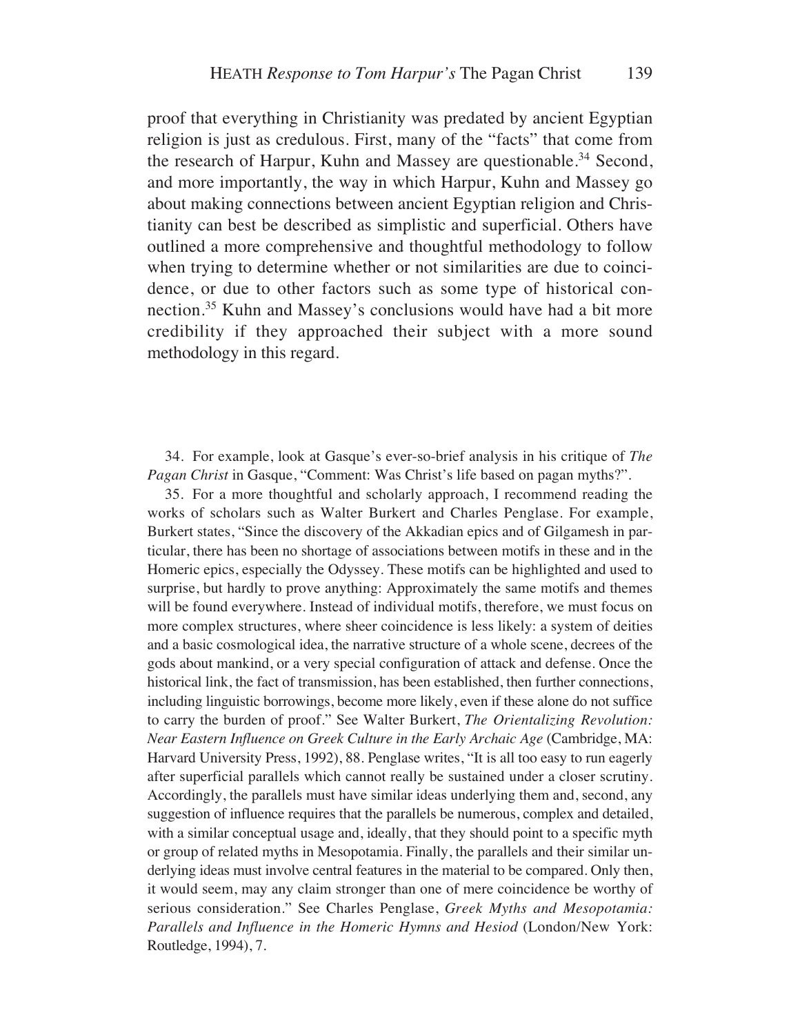proof that everything in Christianity was predated by ancient Egyptian religion is just as credulous. First, many of the "facts" that come from the research of Harpur, Kuhn and Massey are questionable.[34] Second, and more importantly, the way in which Harpur, Kuhn and Massey go about making connections between ancient Egyptian religion and Christianity can best be described as simplistic and superficial. Others have outlined a more comprehensive and thoughtful methodology to follow when trying to determine whether or not similarities are due to coincidence, or due to other factors such as some type of historical connection.[35] Kuhn and Massey's conclusions would have had a bit more credibility if they approached their subject with a more sound methodology in this regard.

34. For example, look at Gasque's ever-so-brief analysis in his critique of *The Pagan Christ* in Gasque, "Comment: Was Christ's life based on pagan myths?".

35. For a more thoughtful and scholarly approach, I recommend reading the works of scholars such as Walter Burkert and Charles Penglase. For example, Burkert states, "Since the discovery of the Akkadian epics and of Gilgamesh in particular, there has been no shortage of associations between motifs in these and in the Homeric epics, especially the Odyssey. These motifs can be highlighted and used to surprise, but hardly to prove anything: Approximately the same motifs and themes will be found everywhere. Instead of individual motifs, therefore, we must focus on more complex structures, where sheer coincidence is less likely: a system of deities and a basic cosmological idea, the narrative structure of a whole scene, decrees of the gods about mankind, or a very special configuration of attack and defense. Once the historical link, the fact of transmission, has been established, then further connections, including linguistic borrowings, become more likely, even if these alone do not suffice to carry the burden of proof." See Walter Burkert, *The Orientalizing Revolution: Near Eastern Influence on Greek Culture in the Early Archaic Age* (Cambridge, MA: Harvard University Press, 1992), 88. Penglase writes, "It is all too easy to run eagerly after superficial parallels which cannot really be sustained under a closer scrutiny. Accordingly, the parallels must have similar ideas underlying them and, second, any suggestion of influence requires that the parallels be numerous, complex and detailed, with a similar conceptual usage and, ideally, that they should point to a specific myth or group of related myths in Mesopotamia. Finally, the parallels and their similar underlying ideas must involve central features in the material to be compared. Only then, it would seem, may any claim stronger than one of mere coincidence be worthy of serious consideration." See Charles Penglase, *Greek Myths and Mesopotamia: Parallels and Influence in the Homeric Hymns and Hesiod* (London/New York: Routledge, 1994), 7.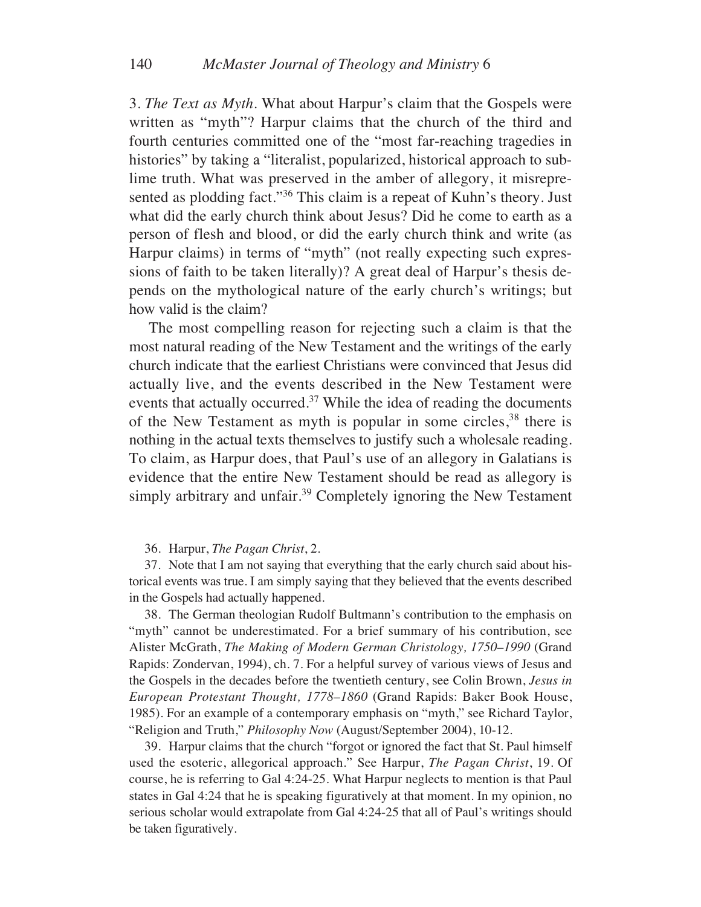3. *The Text as Myth*. What about Harpur's claim that the Gospels were written as "myth"? Harpur claims that the church of the third and fourth centuries committed one of the "most far-reaching tragedies in histories" by taking a "literalist, popularized, historical approach to sublime truth. What was preserved in the amber of allegory, it misrepresented as plodding fact."[36] This claim is a repeat of Kuhn's theory. Just what did the early church think about Jesus? Did he come to earth as a person of flesh and blood, or did the early church think and write (as Harpur claims) in terms of "myth" (not really expecting such expressions of faith to be taken literally)? A great deal of Harpur's thesis depends on the mythological nature of the early church's writings; but how valid is the claim?

The most compelling reason for rejecting such a claim is that the most natural reading of the New Testament and the writings of the early church indicate that the earliest Christians were convinced that Jesus did actually live, and the events described in the New Testament were events that actually occurred.[37] While the idea of reading the documents of the New Testament as myth is popular in some circles,[38] there is nothing in the actual texts themselves to justify such a wholesale reading. To claim, as Harpur does, that Paul's use of an allegory in Galatians is evidence that the entire New Testament should be read as allegory is simply arbitrary and unfair.[39] Completely ignoring the New Testament

36. Harpur, *The Pagan Christ*, 2.

37. Note that I am not saying that everything that the early church said about historical events was true. I am simply saying that they believed that the events described in the Gospels had actually happened.

38. The German theologian Rudolf Bultmann's contribution to the emphasis on "myth" cannot be underestimated. For a brief summary of his contribution, see Alister McGrath, *The Making of Modern German Christology, 1750–1990* (Grand Rapids: Zondervan, 1994), ch. 7. For a helpful survey of various views of Jesus and the Gospels in the decades before the twentieth century, see Colin Brown, *Jesus in European Protestant Thought, 1778–1860* (Grand Rapids: Baker Book House, 1985). For an example of a contemporary emphasis on "myth," see Richard Taylor, "Religion and Truth," *Philosophy Now* (August/September 2004), 10-12.

39. Harpur claims that the church "forgot or ignored the fact that St. Paul himself used the esoteric, allegorical approach." See Harpur, *The Pagan Christ*, 19. Of course, he is referring to Gal 4:24-25. What Harpur neglects to mention is that Paul states in Gal 4:24 that he is speaking figuratively at that moment. In my opinion, no serious scholar would extrapolate from Gal 4:24-25 that all of Paul's writings should be taken figuratively.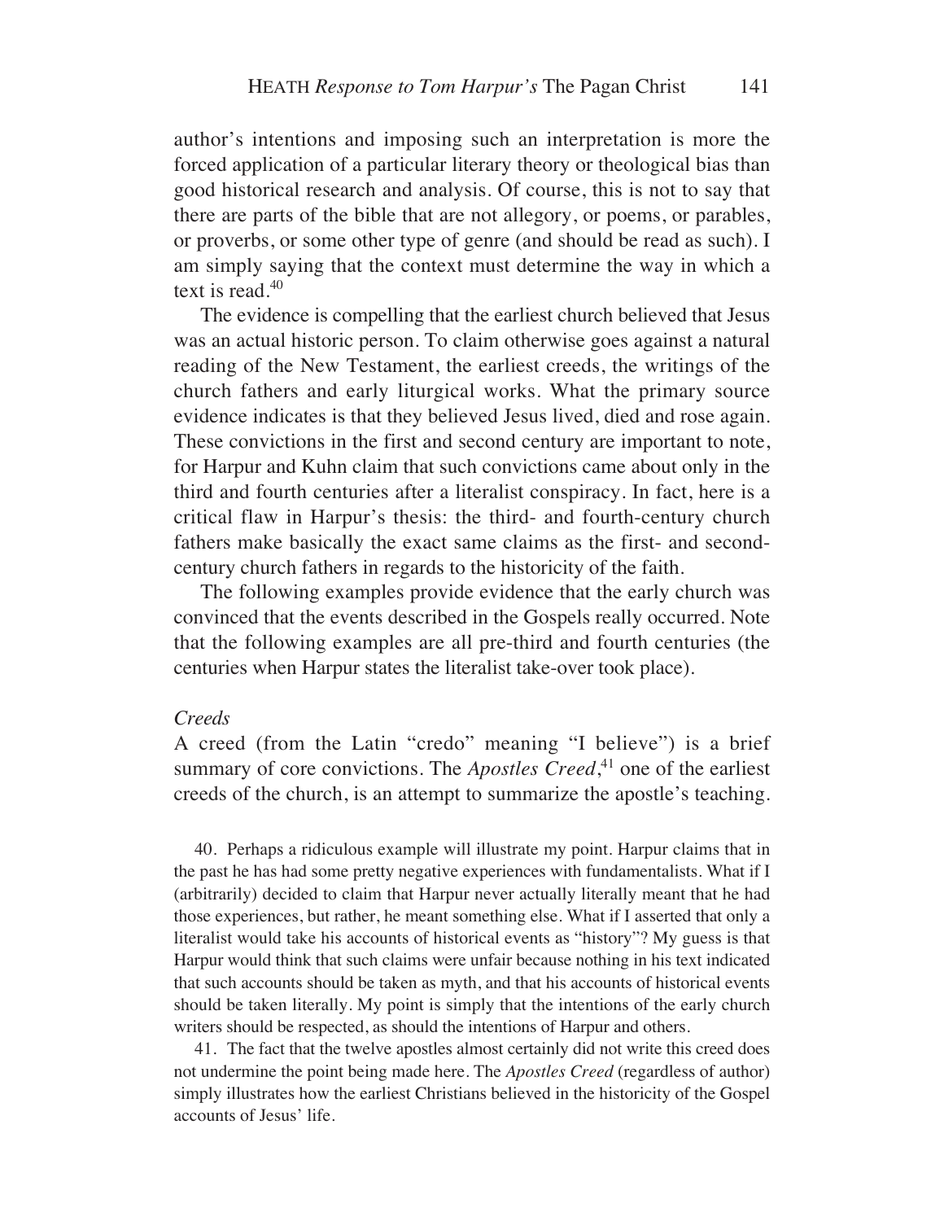author's intentions and imposing such an interpretation is more the forced application of a particular literary theory or theological bias than good historical research and analysis. Of course, this is not to say that there are parts of the bible that are not allegory, or poems, or parables, or proverbs, or some other type of genre (and should be read as such). I am simply saying that the context must determine the way in which a text is read.[40]

The evidence is compelling that the earliest church believed that Jesus was an actual historic person. To claim otherwise goes against a natural reading of the New Testament, the earliest creeds, the writings of the church fathers and early liturgical works. What the primary source evidence indicates is that they believed Jesus lived, died and rose again. These convictions in the first and second century are important to note, for Harpur and Kuhn claim that such convictions came about only in the third and fourth centuries after a literalist conspiracy. In fact, here is a critical flaw in Harpur's thesis: the third- and fourth-century church fathers make basically the exact same claims as the first- and second-century church fathers in regards to the historicity of the faith.

The following examples provide evidence that the early church was convinced that the events described in the Gospels really occurred. Note that the following examples are all pre-third and fourth centuries (the centuries when Harpur states the literalist take-over took place).

*Creeds*

A creed (from the Latin "credo" meaning "I believe") is a brief summary of core convictions. The *Apostles Creed*,[41] one of the earliest creeds of the church, is an attempt to summarize the apostle's teaching.

40. Perhaps a ridiculous example will illustrate my point. Harpur claims that in the past he has had some pretty negative experiences with fundamentalists. What if I (arbitrarily) decided to claim that Harpur never actually literally meant that he had those experiences, but rather, he meant something else. What if I asserted that only a literalist would take his accounts of historical events as "history"? My guess is that Harpur would think that such claims were unfair because nothing in his text indicated that such accounts should be taken as myth, and that his accounts of historical events should be taken literally. My point is simply that the intentions of the early church writers should be respected, as should the intentions of Harpur and others.

41. The fact that the twelve apostles almost certainly did not write this creed does not undermine the point being made here. The *Apostles Creed* (regardless of author) simply illustrates how the earliest Christians believed in the historicity of the Gospel accounts of Jesus' life.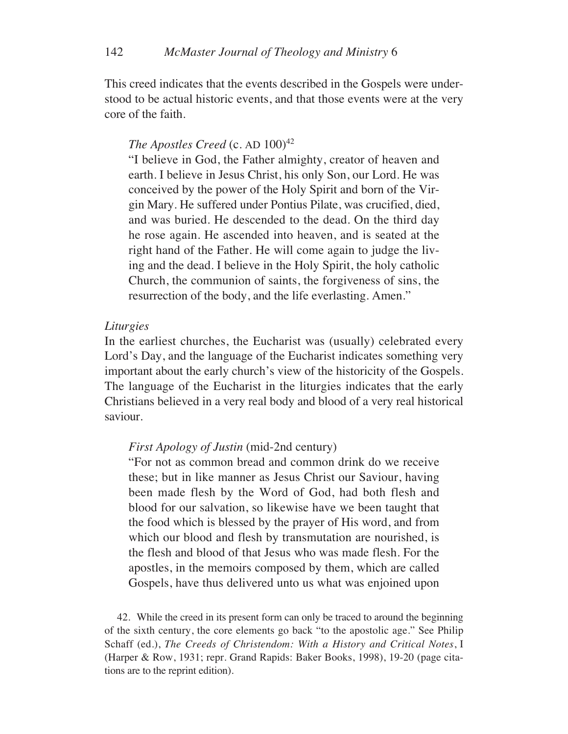This creed indicates that the events described in the Gospels were understood to be actual historic events, and that those events were at the very core of the faith.

> *The Apostles Creed* (c. AD 100)[42]
>
> "I believe in God, the Father almighty, creator of heaven and earth. I believe in Jesus Christ, his only Son, our Lord. He was conceived by the power of the Holy Spirit and born of the Virgin Mary. He suffered under Pontius Pilate, was crucified, died, and was buried. He descended to the dead. On the third day he rose again. He ascended into heaven, and is seated at the right hand of the Father. He will come again to judge the living and the dead. I believe in the Holy Spirit, the holy catholic Church, the communion of saints, the forgiveness of sins, the resurrection of the body, and the life everlasting. Amen."

*Liturgies*

In the earliest churches, the Eucharist was (usually) celebrated every Lord's Day, and the language of the Eucharist indicates something very important about the early church's view of the historicity of the Gospels. The language of the Eucharist in the liturgies indicates that the early Christians believed in a very real body and blood of a very real historical saviour.

> *First Apology of Justin* (mid-2nd century)
>
> "For not as common bread and common drink do we receive these; but in like manner as Jesus Christ our Saviour, having been made flesh by the Word of God, had both flesh and blood for our salvation, so likewise have we been taught that the food which is blessed by the prayer of His word, and from which our blood and flesh by transmutation are nourished, is the flesh and blood of that Jesus who was made flesh. For the apostles, in the memoirs composed by them, which are called Gospels, have thus delivered unto us what was enjoined upon

42. While the creed in its present form can only be traced to around the beginning of the sixth century, the core elements go back "to the apostolic age." See Philip Schaff (ed.), *The Creeds of Christendom: With a History and Critical Notes*, I (Harper & Row, 1931; repr. Grand Rapids: Baker Books, 1998), 19-20 (page citations are to the reprint edition).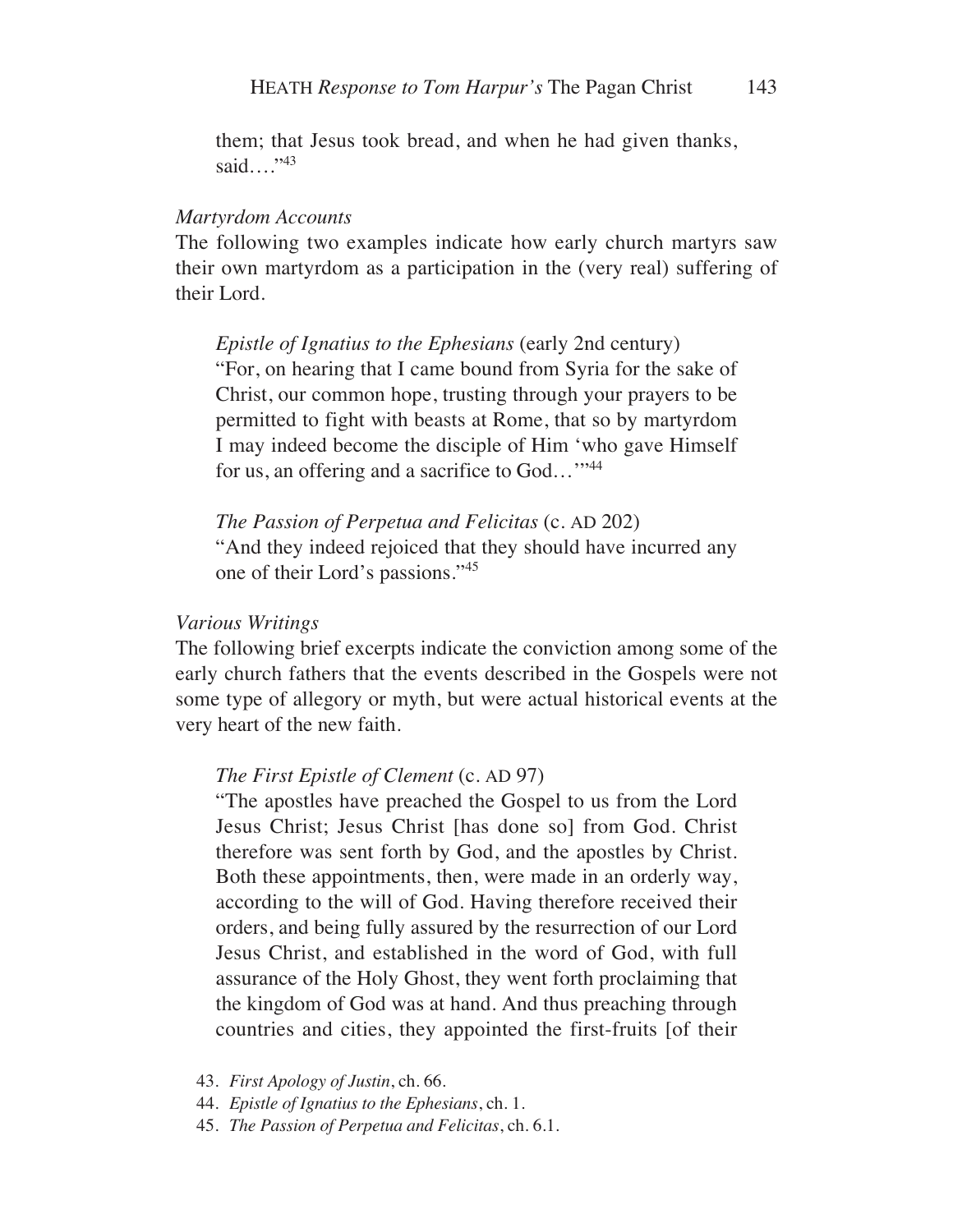> them; that Jesus took bread, and when he had given thanks, said…"[43]

*Martyrdom Accounts*

The following two examples indicate how early church martyrs saw their own martyrdom as a participation in the (very real) suffering of their Lord.

> *Epistle of Ignatius to the Ephesians* (early 2nd century)
> "For, on hearing that I came bound from Syria for the sake of Christ, our common hope, trusting through your prayers to be permitted to fight with beasts at Rome, that so by martyrdom I may indeed become the disciple of Him 'who gave Himself for us, an offering and a sacrifice to God…'"[44]

> *The Passion of Perpetua and Felicitas* (c. AD 202)
> "And they indeed rejoiced that they should have incurred any one of their Lord's passions."[45]

*Various Writings*

The following brief excerpts indicate the conviction among some of the early church fathers that the events described in the Gospels were not some type of allegory or myth, but were actual historical events at the very heart of the new faith.

> *The First Epistle of Clement* (c. AD 97)
> "The apostles have preached the Gospel to us from the Lord Jesus Christ; Jesus Christ [has done so] from God. Christ therefore was sent forth by God, and the apostles by Christ. Both these appointments, then, were made in an orderly way, according to the will of God. Having therefore received their orders, and being fully assured by the resurrection of our Lord Jesus Christ, and established in the word of God, with full assurance of the Holy Ghost, they went forth proclaiming that the kingdom of God was at hand. And thus preaching through countries and cities, they appointed the first-fruits [of their

43. *First Apology of Justin*, ch. 66.
44. *Epistle of Ignatius to the Ephesians*, ch. 1.
45. *The Passion of Perpetua and Felicitas*, ch. 6.1.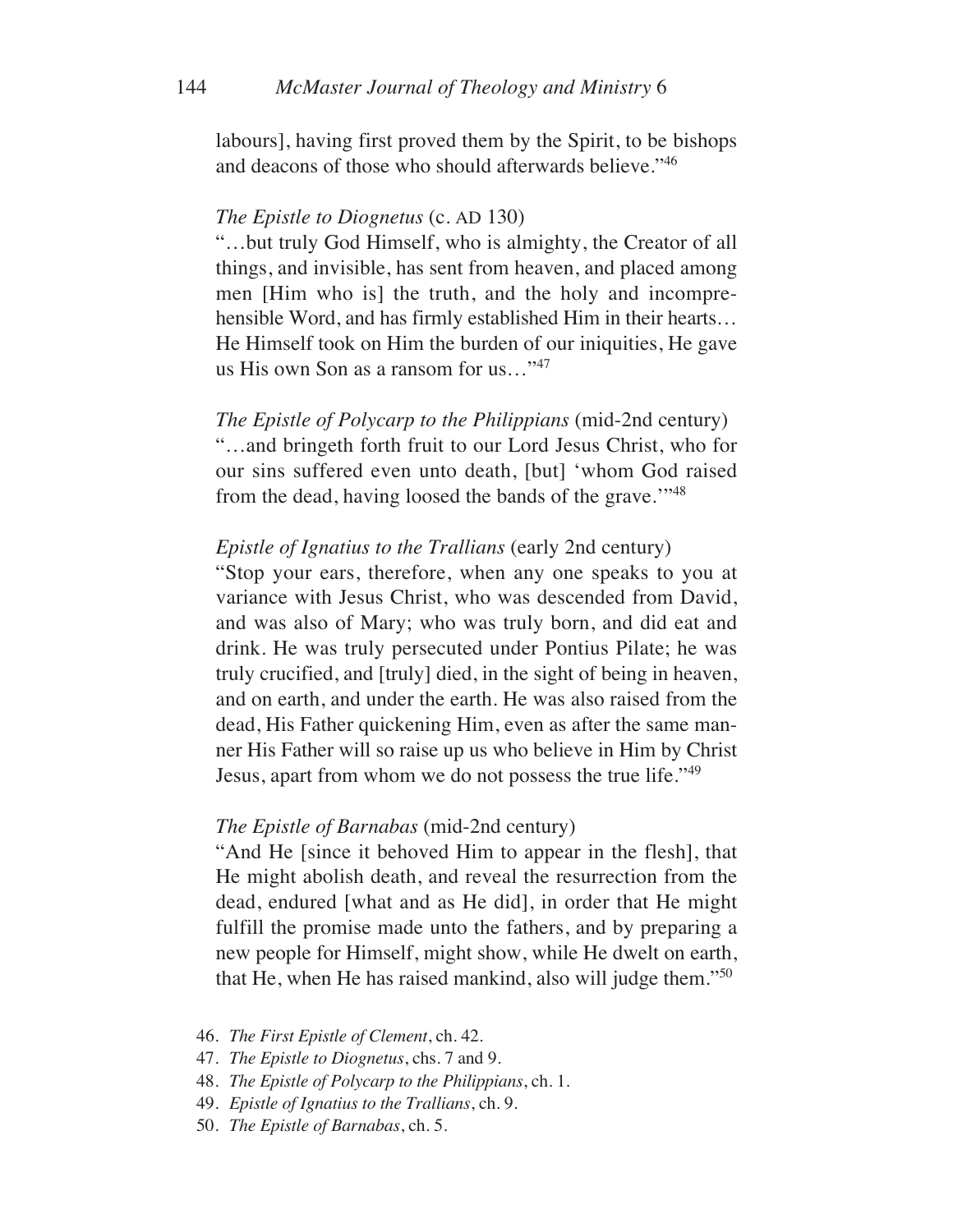labours], having first proved them by the Spirit, to be bishops and deacons of those who should afterwards believe."[46]

*The Epistle to Diognetus* (c. AD 130)
"…but truly God Himself, who is almighty, the Creator of all things, and invisible, has sent from heaven, and placed among men [Him who is] the truth, and the holy and incomprehensible Word, and has firmly established Him in their hearts… He Himself took on Him the burden of our iniquities, He gave us His own Son as a ransom for us…"[47]

*The Epistle of Polycarp to the Philippians* (mid-2nd century)
"…and bringeth forth fruit to our Lord Jesus Christ, who for our sins suffered even unto death, [but] 'whom God raised from the dead, having loosed the bands of the grave.'"[48]

*Epistle of Ignatius to the Trallians* (early 2nd century)
"Stop your ears, therefore, when any one speaks to you at variance with Jesus Christ, who was descended from David, and was also of Mary; who was truly born, and did eat and drink. He was truly persecuted under Pontius Pilate; he was truly crucified, and [truly] died, in the sight of being in heaven, and on earth, and under the earth. He was also raised from the dead, His Father quickening Him, even as after the same manner His Father will so raise up us who believe in Him by Christ Jesus, apart from whom we do not possess the true life."[49]

*The Epistle of Barnabas* (mid-2nd century)
"And He [since it behoved Him to appear in the flesh], that He might abolish death, and reveal the resurrection from the dead, endured [what and as He did], in order that He might fulfill the promise made unto the fathers, and by preparing a new people for Himself, might show, while He dwelt on earth, that He, when He has raised mankind, also will judge them."[50]

46. *The First Epistle of Clement*, ch. 42.
47. *The Epistle to Diognetus*, chs. 7 and 9.
48. *The Epistle of Polycarp to the Philippians*, ch. 1.
49. *Epistle of Ignatius to the Trallians*, ch. 9.
50. *The Epistle of Barnabas*, ch. 5.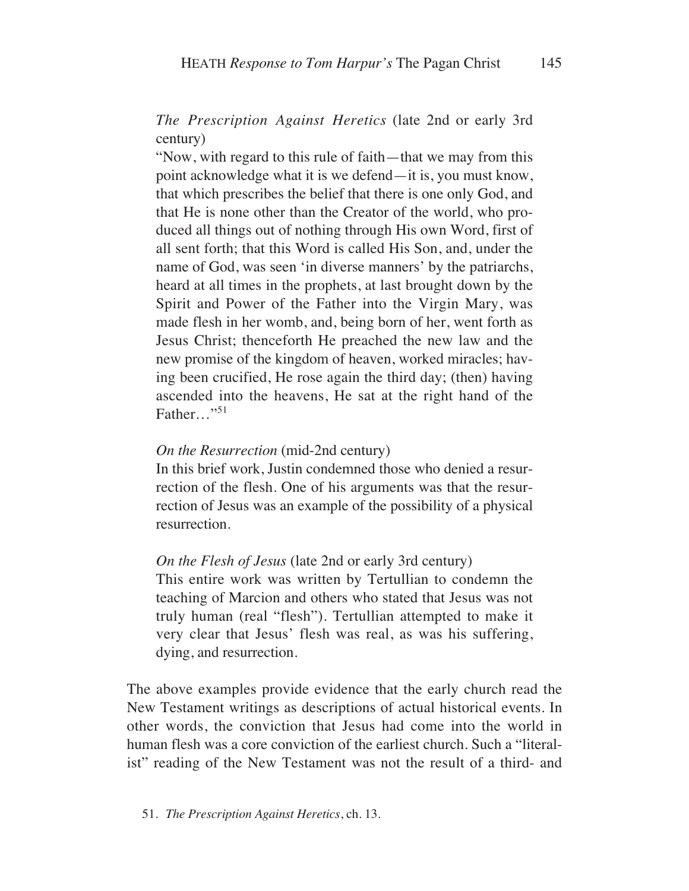*The Prescription Against Heretics* (late 2nd or early 3rd century)

"Now, with regard to this rule of faith—that we may from this point acknowledge what it is we defend—it is, you must know, that which prescribes the belief that there is one only God, and that He is none other than the Creator of the world, who produced all things out of nothing through His own Word, first of all sent forth; that this Word is called His Son, and, under the name of God, was seen 'in diverse manners' by the patriarchs, heard at all times in the prophets, at last brought down by the Spirit and Power of the Father into the Virgin Mary, was made flesh in her womb, and, being born of her, went forth as Jesus Christ; thenceforth He preached the new law and the new promise of the kingdom of heaven, worked miracles; having been crucified, He rose again the third day; (then) having ascended into the heavens, He sat at the right hand of the Father…"[51]

*On the Resurrection* (mid-2nd century)

In this brief work, Justin condemned those who denied a resurrection of the flesh. One of his arguments was that the resurrection of Jesus was an example of the possibility of a physical resurrection.

*On the Flesh of Jesus* (late 2nd or early 3rd century)

This entire work was written by Tertullian to condemn the teaching of Marcion and others who stated that Jesus was not truly human (real "flesh"). Tertullian attempted to make it very clear that Jesus' flesh was real, as was his suffering, dying, and resurrection.

The above examples provide evidence that the early church read the New Testament writings as descriptions of actual historical events. In other words, the conviction that Jesus had come into the world in human flesh was a core conviction of the earliest church. Such a "literalist" reading of the New Testament was not the result of a third- and

51. *The Prescription Against Heretics*, ch. 13.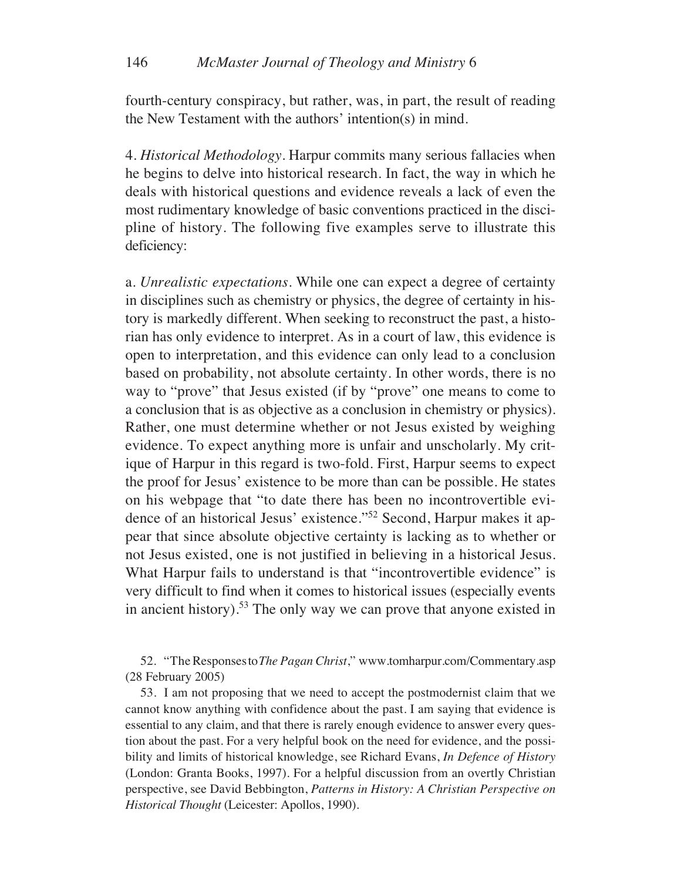fourth-century conspiracy, but rather, was, in part, the result of reading the New Testament with the authors' intention(s) in mind.

4. *Historical Methodology*. Harpur commits many serious fallacies when he begins to delve into historical research. In fact, the way in which he deals with historical questions and evidence reveals a lack of even the most rudimentary knowledge of basic conventions practiced in the discipline of history. The following five examples serve to illustrate this deficiency:

a. *Unrealistic expectations*. While one can expect a degree of certainty in disciplines such as chemistry or physics, the degree of certainty in history is markedly different. When seeking to reconstruct the past, a historian has only evidence to interpret. As in a court of law, this evidence is open to interpretation, and this evidence can only lead to a conclusion based on probability, not absolute certainty. In other words, there is no way to "prove" that Jesus existed (if by "prove" one means to come to a conclusion that is as objective as a conclusion in chemistry or physics). Rather, one must determine whether or not Jesus existed by weighing evidence. To expect anything more is unfair and unscholarly. My critique of Harpur in this regard is two-fold. First, Harpur seems to expect the proof for Jesus' existence to be more than can be possible. He states on his webpage that "to date there has been no incontrovertible evidence of an historical Jesus' existence."[52] Second, Harpur makes it appear that since absolute objective certainty is lacking as to whether or not Jesus existed, one is not justified in believing in a historical Jesus. What Harpur fails to understand is that "incontrovertible evidence" is very difficult to find when it comes to historical issues (especially events in ancient history).[53] The only way we can prove that anyone existed in

52. "The Responses to *The Pagan Christ*," www.tomharpur.com/Commentary.asp (28 February 2005)

53. I am not proposing that we need to accept the postmodernist claim that we cannot know anything with confidence about the past. I am saying that evidence is essential to any claim, and that there is rarely enough evidence to answer every question about the past. For a very helpful book on the need for evidence, and the possibility and limits of historical knowledge, see Richard Evans, *In Defence of History* (London: Granta Books, 1997). For a helpful discussion from an overtly Christian perspective, see David Bebbington, *Patterns in History: A Christian Perspective on Historical Thought* (Leicester: Apollos, 1990).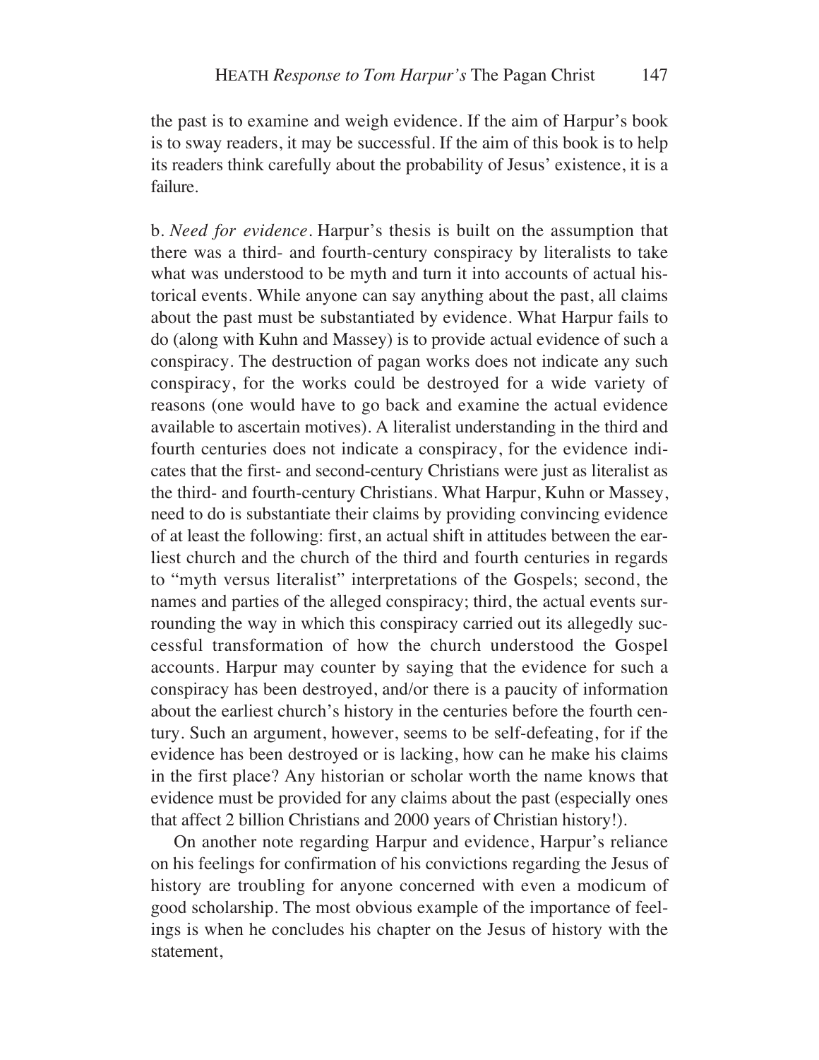the past is to examine and weigh evidence. If the aim of Harpur's book is to sway readers, it may be successful. If the aim of this book is to help its readers think carefully about the probability of Jesus' existence, it is a failure.

b. *Need for evidence*. Harpur's thesis is built on the assumption that there was a third- and fourth-century conspiracy by literalists to take what was understood to be myth and turn it into accounts of actual historical events. While anyone can say anything about the past, all claims about the past must be substantiated by evidence. What Harpur fails to do (along with Kuhn and Massey) is to provide actual evidence of such a conspiracy. The destruction of pagan works does not indicate any such conspiracy, for the works could be destroyed for a wide variety of reasons (one would have to go back and examine the actual evidence available to ascertain motives). A literalist understanding in the third and fourth centuries does not indicate a conspiracy, for the evidence indicates that the first- and second-century Christians were just as literalist as the third- and fourth-century Christians. What Harpur, Kuhn or Massey, need to do is substantiate their claims by providing convincing evidence of at least the following: first, an actual shift in attitudes between the earliest church and the church of the third and fourth centuries in regards to "myth versus literalist" interpretations of the Gospels; second, the names and parties of the alleged conspiracy; third, the actual events surrounding the way in which this conspiracy carried out its allegedly successful transformation of how the church understood the Gospel accounts. Harpur may counter by saying that the evidence for such a conspiracy has been destroyed, and/or there is a paucity of information about the earliest church's history in the centuries before the fourth century. Such an argument, however, seems to be self-defeating, for if the evidence has been destroyed or is lacking, how can he make his claims in the first place? Any historian or scholar worth the name knows that evidence must be provided for any claims about the past (especially ones that affect 2 billion Christians and 2000 years of Christian history!).

On another note regarding Harpur and evidence, Harpur's reliance on his feelings for confirmation of his convictions regarding the Jesus of history are troubling for anyone concerned with even a modicum of good scholarship. The most obvious example of the importance of feelings is when he concludes his chapter on the Jesus of history with the statement,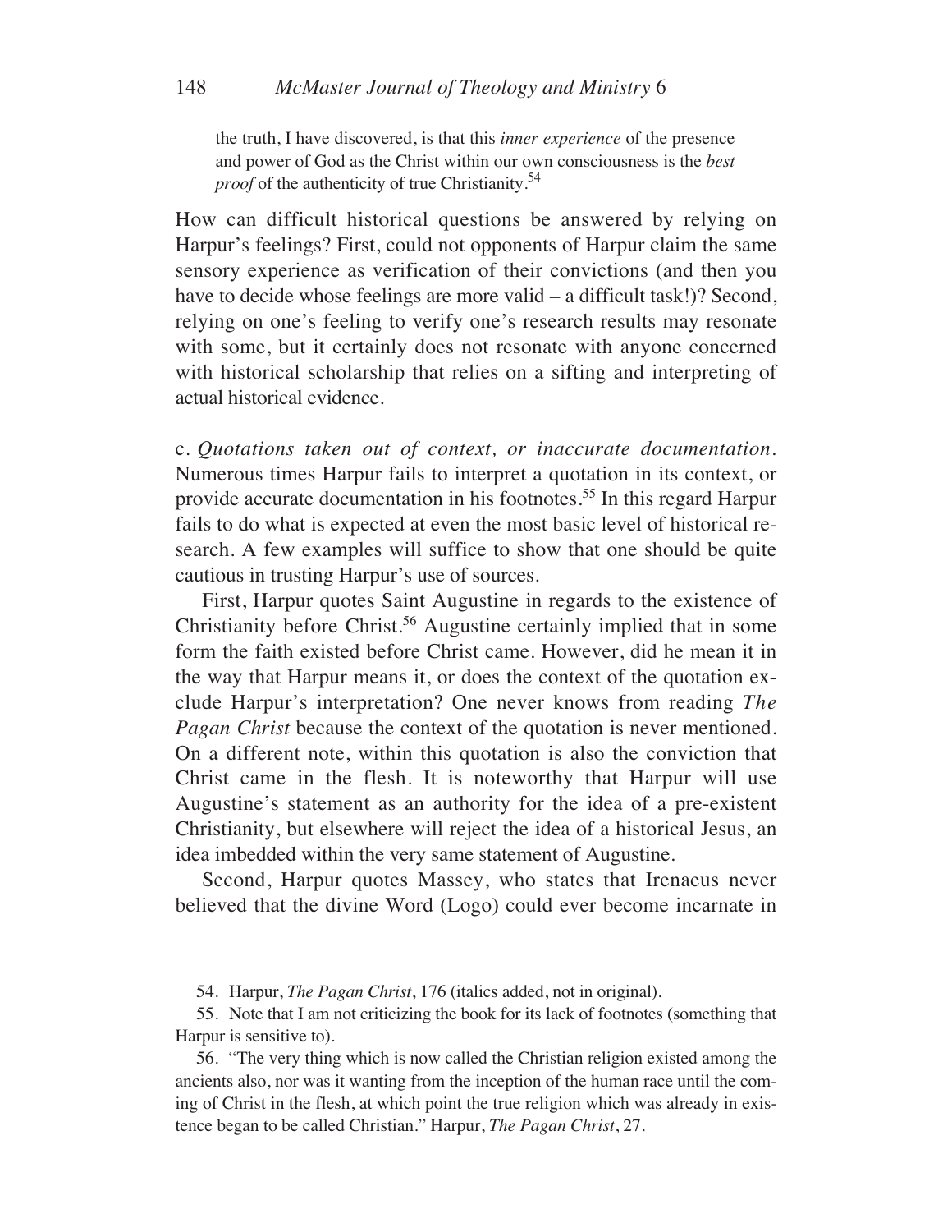> the truth, I have discovered, is that this *inner experience* of the presence and power of God as the Christ within our own consciousness is the *best proof* of the authenticity of true Christianity.[54]

How can difficult historical questions be answered by relying on Harpur's feelings? First, could not opponents of Harpur claim the same sensory experience as verification of their convictions (and then you have to decide whose feelings are more valid – a difficult task!)? Second, relying on one's feeling to verify one's research results may resonate with some, but it certainly does not resonate with anyone concerned with historical scholarship that relies on a sifting and interpreting of actual historical evidence.

c. *Quotations taken out of context, or inaccurate documentation.* Numerous times Harpur fails to interpret a quotation in its context, or provide accurate documentation in his footnotes.[55] In this regard Harpur fails to do what is expected at even the most basic level of historical research. A few examples will suffice to show that one should be quite cautious in trusting Harpur's use of sources.

First, Harpur quotes Saint Augustine in regards to the existence of Christianity before Christ.[56] Augustine certainly implied that in some form the faith existed before Christ came. However, did he mean it in the way that Harpur means it, or does the context of the quotation exclude Harpur's interpretation? One never knows from reading *The Pagan Christ* because the context of the quotation is never mentioned. On a different note, within this quotation is also the conviction that Christ came in the flesh. It is noteworthy that Harpur will use Augustine's statement as an authority for the idea of a pre-existent Christianity, but elsewhere will reject the idea of a historical Jesus, an idea imbedded within the very same statement of Augustine.

Second, Harpur quotes Massey, who states that Irenaeus never believed that the divine Word (Logo) could ever become incarnate in

54. Harpur, *The Pagan Christ*, 176 (italics added, not in original).

55. Note that I am not criticizing the book for its lack of footnotes (something that Harpur is sensitive to).

56. "The very thing which is now called the Christian religion existed among the ancients also, nor was it wanting from the inception of the human race until the coming of Christ in the flesh, at which point the true religion which was already in existence began to be called Christian." Harpur, *The Pagan Christ*, 27.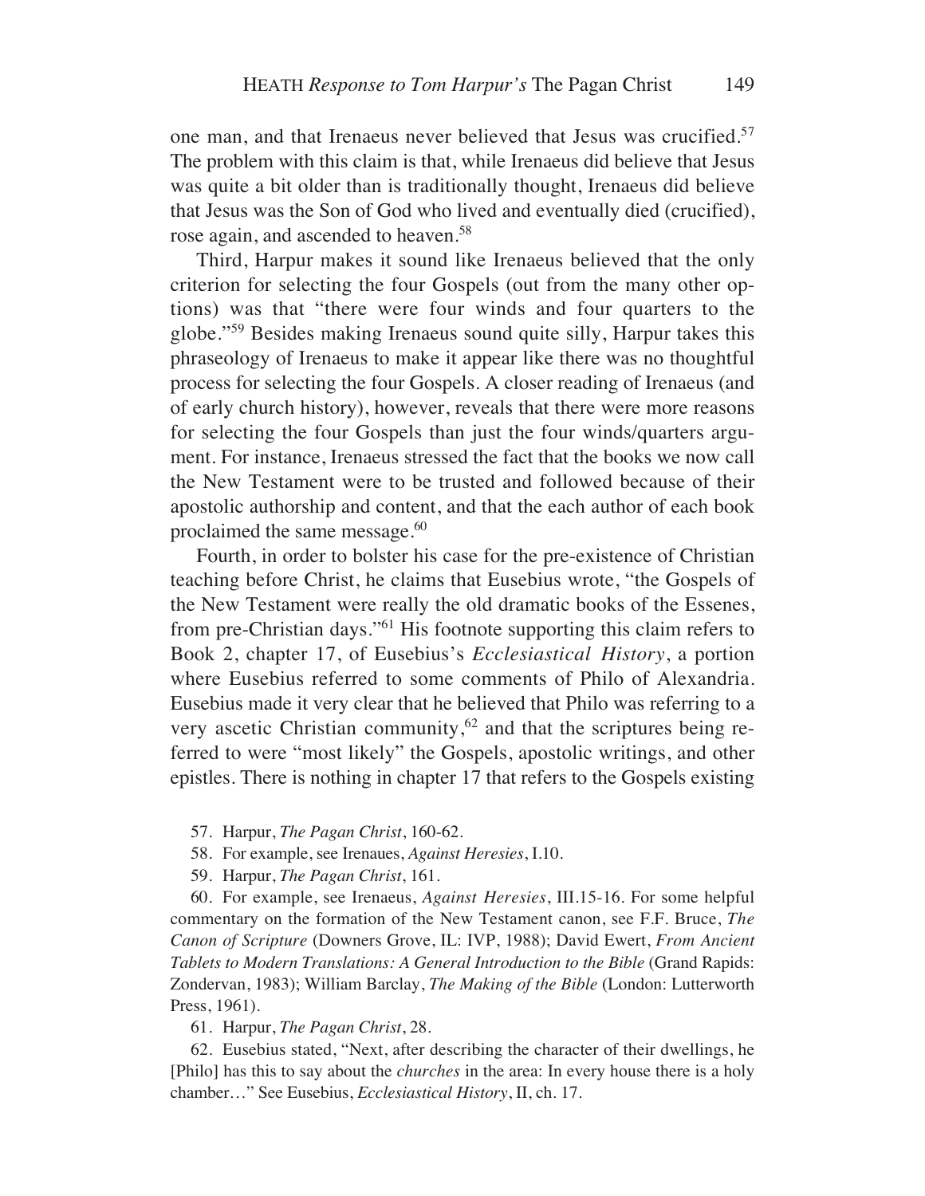one man, and that Irenaeus never believed that Jesus was crucified.[57] The problem with this claim is that, while Irenaeus did believe that Jesus was quite a bit older than is traditionally thought, Irenaeus did believe that Jesus was the Son of God who lived and eventually died (crucified), rose again, and ascended to heaven.[58]

Third, Harpur makes it sound like Irenaeus believed that the only criterion for selecting the four Gospels (out from the many other options) was that "there were four winds and four quarters to the globe."[59] Besides making Irenaeus sound quite silly, Harpur takes this phraseology of Irenaeus to make it appear like there was no thoughtful process for selecting the four Gospels. A closer reading of Irenaeus (and of early church history), however, reveals that there were more reasons for selecting the four Gospels than just the four winds/quarters argument. For instance, Irenaeus stressed the fact that the books we now call the New Testament were to be trusted and followed because of their apostolic authorship and content, and that the each author of each book proclaimed the same message.[60]

Fourth, in order to bolster his case for the pre-existence of Christian teaching before Christ, he claims that Eusebius wrote, "the Gospels of the New Testament were really the old dramatic books of the Essenes, from pre-Christian days."[61] His footnote supporting this claim refers to Book 2, chapter 17, of Eusebius's *Ecclesiastical History*, a portion where Eusebius referred to some comments of Philo of Alexandria. Eusebius made it very clear that he believed that Philo was referring to a very ascetic Christian community,[62] and that the scriptures being referred to were "most likely" the Gospels, apostolic writings, and other epistles. There is nothing in chapter 17 that refers to the Gospels existing

57. Harpur, *The Pagan Christ*, 160-62.

58. For example, see Irenaues, *Against Heresies*, I.10.

59. Harpur, *The Pagan Christ*, 161.

60. For example, see Irenaeus, *Against Heresies*, III.15-16. For some helpful commentary on the formation of the New Testament canon, see F.F. Bruce, *The Canon of Scripture* (Downers Grove, IL: IVP, 1988); David Ewert, *From Ancient Tablets to Modern Translations: A General Introduction to the Bible* (Grand Rapids: Zondervan, 1983); William Barclay, *The Making of the Bible* (London: Lutterworth Press, 1961).

61. Harpur, *The Pagan Christ*, 28.

62. Eusebius stated, "Next, after describing the character of their dwellings, he [Philo] has this to say about the *churches* in the area: In every house there is a holy chamber…" See Eusebius, *Ecclesiastical History*, II, ch. 17.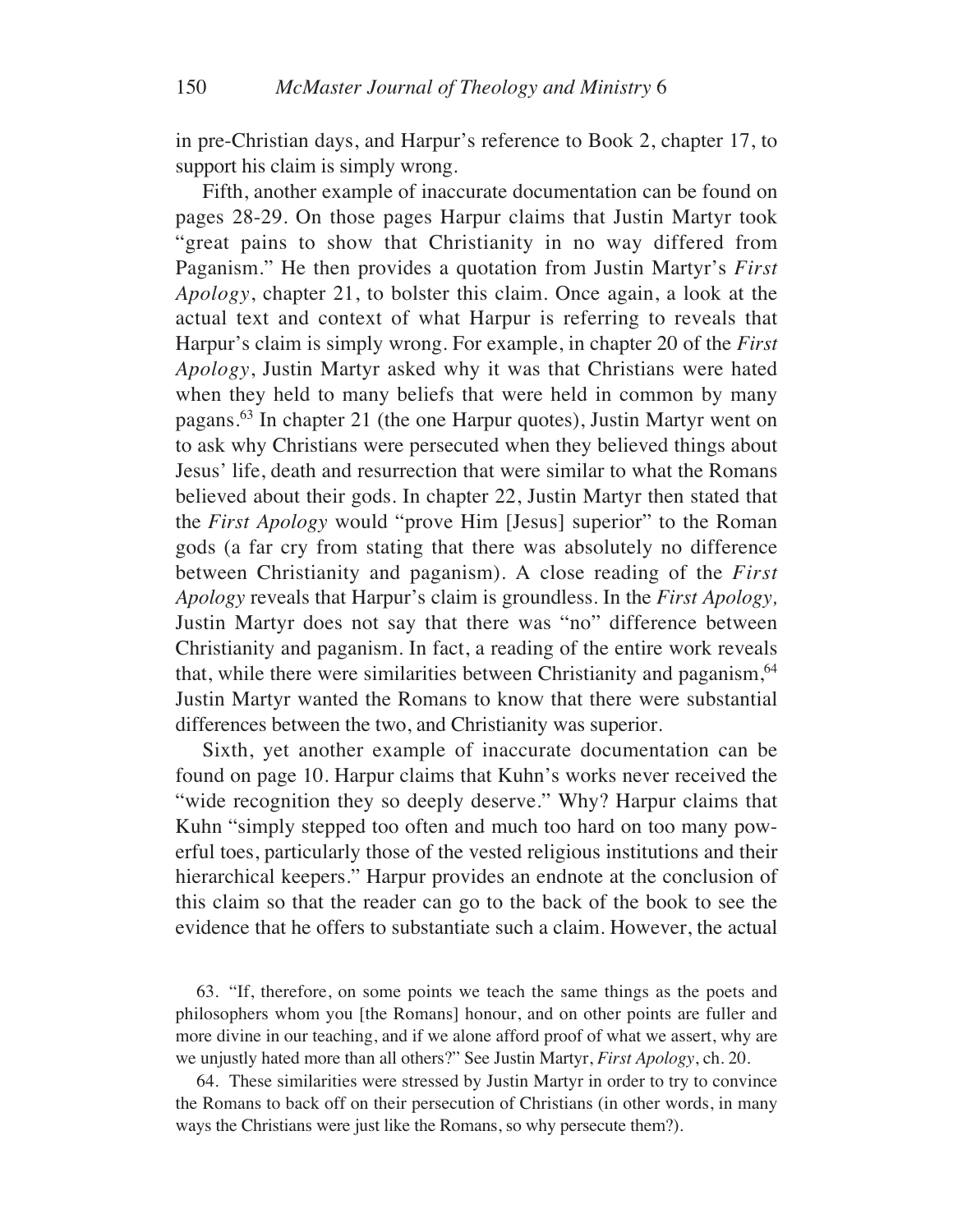in pre-Christian days, and Harpur's reference to Book 2, chapter 17, to support his claim is simply wrong.

Fifth, another example of inaccurate documentation can be found on pages 28-29. On those pages Harpur claims that Justin Martyr took "great pains to show that Christianity in no way differed from Paganism." He then provides a quotation from Justin Martyr's *First Apology*, chapter 21, to bolster this claim. Once again, a look at the actual text and context of what Harpur is referring to reveals that Harpur's claim is simply wrong. For example, in chapter 20 of the *First Apology*, Justin Martyr asked why it was that Christians were hated when they held to many beliefs that were held in common by many pagans.[63] In chapter 21 (the one Harpur quotes), Justin Martyr went on to ask why Christians were persecuted when they believed things about Jesus' life, death and resurrection that were similar to what the Romans believed about their gods. In chapter 22, Justin Martyr then stated that the *First Apology* would "prove Him [Jesus] superior" to the Roman gods (a far cry from stating that there was absolutely no difference between Christianity and paganism). A close reading of the *First Apology* reveals that Harpur's claim is groundless. In the *First Apology,* Justin Martyr does not say that there was "no" difference between Christianity and paganism. In fact, a reading of the entire work reveals that, while there were similarities between Christianity and paganism,[64] Justin Martyr wanted the Romans to know that there were substantial differences between the two, and Christianity was superior.

Sixth, yet another example of inaccurate documentation can be found on page 10. Harpur claims that Kuhn's works never received the "wide recognition they so deeply deserve." Why? Harpur claims that Kuhn "simply stepped too often and much too hard on too many powerful toes, particularly those of the vested religious institutions and their hierarchical keepers." Harpur provides an endnote at the conclusion of this claim so that the reader can go to the back of the book to see the evidence that he offers to substantiate such a claim. However, the actual

63. "If, therefore, on some points we teach the same things as the poets and philosophers whom you [the Romans] honour, and on other points are fuller and more divine in our teaching, and if we alone afford proof of what we assert, why are we unjustly hated more than all others?" See Justin Martyr, *First Apology*, ch. 20.

64. These similarities were stressed by Justin Martyr in order to try to convince the Romans to back off on their persecution of Christians (in other words, in many ways the Christians were just like the Romans, so why persecute them?).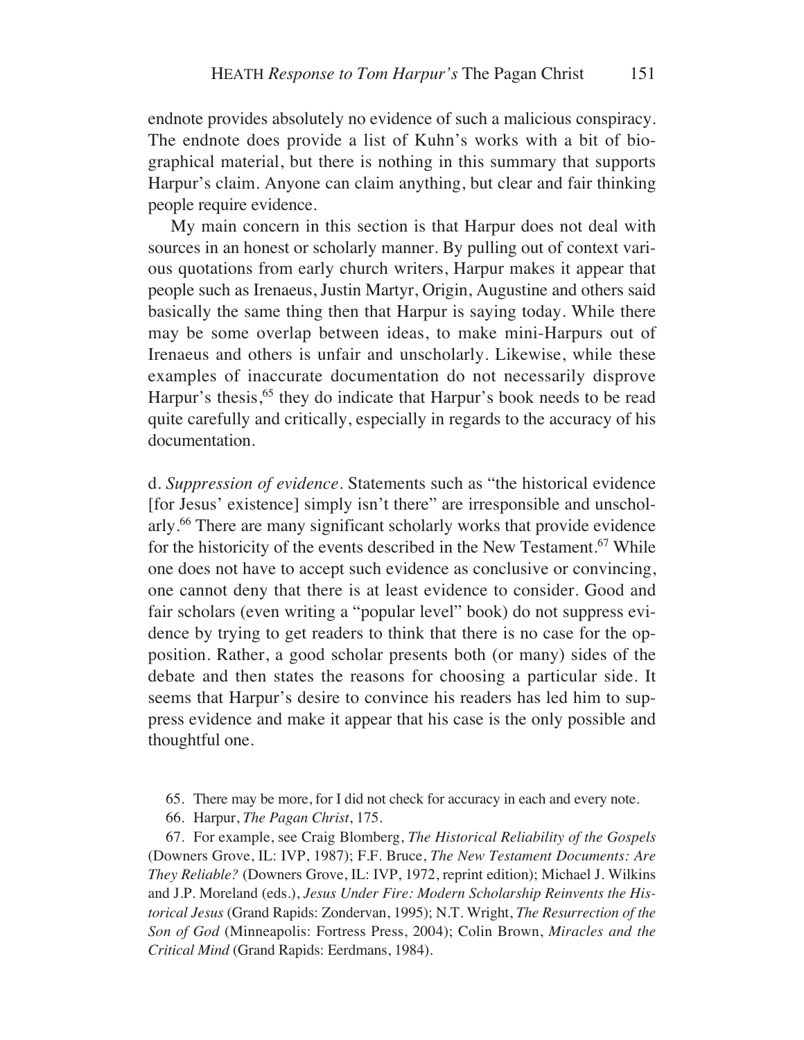endnote provides absolutely no evidence of such a malicious conspiracy. The endnote does provide a list of Kuhn's works with a bit of biographical material, but there is nothing in this summary that supports Harpur's claim. Anyone can claim anything, but clear and fair thinking people require evidence.

My main concern in this section is that Harpur does not deal with sources in an honest or scholarly manner. By pulling out of context various quotations from early church writers, Harpur makes it appear that people such as Irenaeus, Justin Martyr, Origin, Augustine and others said basically the same thing then that Harpur is saying today. While there may be some overlap between ideas, to make mini-Harpurs out of Irenaeus and others is unfair and unscholarly. Likewise, while these examples of inaccurate documentation do not necessarily disprove Harpur's thesis,[65] they do indicate that Harpur's book needs to be read quite carefully and critically, especially in regards to the accuracy of his documentation.

d. *Suppression of evidence*. Statements such as "the historical evidence [for Jesus' existence] simply isn't there" are irresponsible and unscholarly.[66] There are many significant scholarly works that provide evidence for the historicity of the events described in the New Testament.[67] While one does not have to accept such evidence as conclusive or convincing, one cannot deny that there is at least evidence to consider. Good and fair scholars (even writing a "popular level" book) do not suppress evidence by trying to get readers to think that there is no case for the opposition. Rather, a good scholar presents both (or many) sides of the debate and then states the reasons for choosing a particular side. It seems that Harpur's desire to convince his readers has led him to suppress evidence and make it appear that his case is the only possible and thoughtful one.

65. There may be more, for I did not check for accuracy in each and every note.

66. Harpur, *The Pagan Christ*, 175.

67. For example, see Craig Blomberg, *The Historical Reliability of the Gospels* (Downers Grove, IL: IVP, 1987); F.F. Bruce, *The New Testament Documents: Are They Reliable?* (Downers Grove, IL: IVP, 1972, reprint edition); Michael J. Wilkins and J.P. Moreland (eds.), *Jesus Under Fire: Modern Scholarship Reinvents the Historical Jesus* (Grand Rapids: Zondervan, 1995); N.T. Wright, *The Resurrection of the Son of God* (Minneapolis: Fortress Press, 2004); Colin Brown, *Miracles and the Critical Mind* (Grand Rapids: Eerdmans, 1984).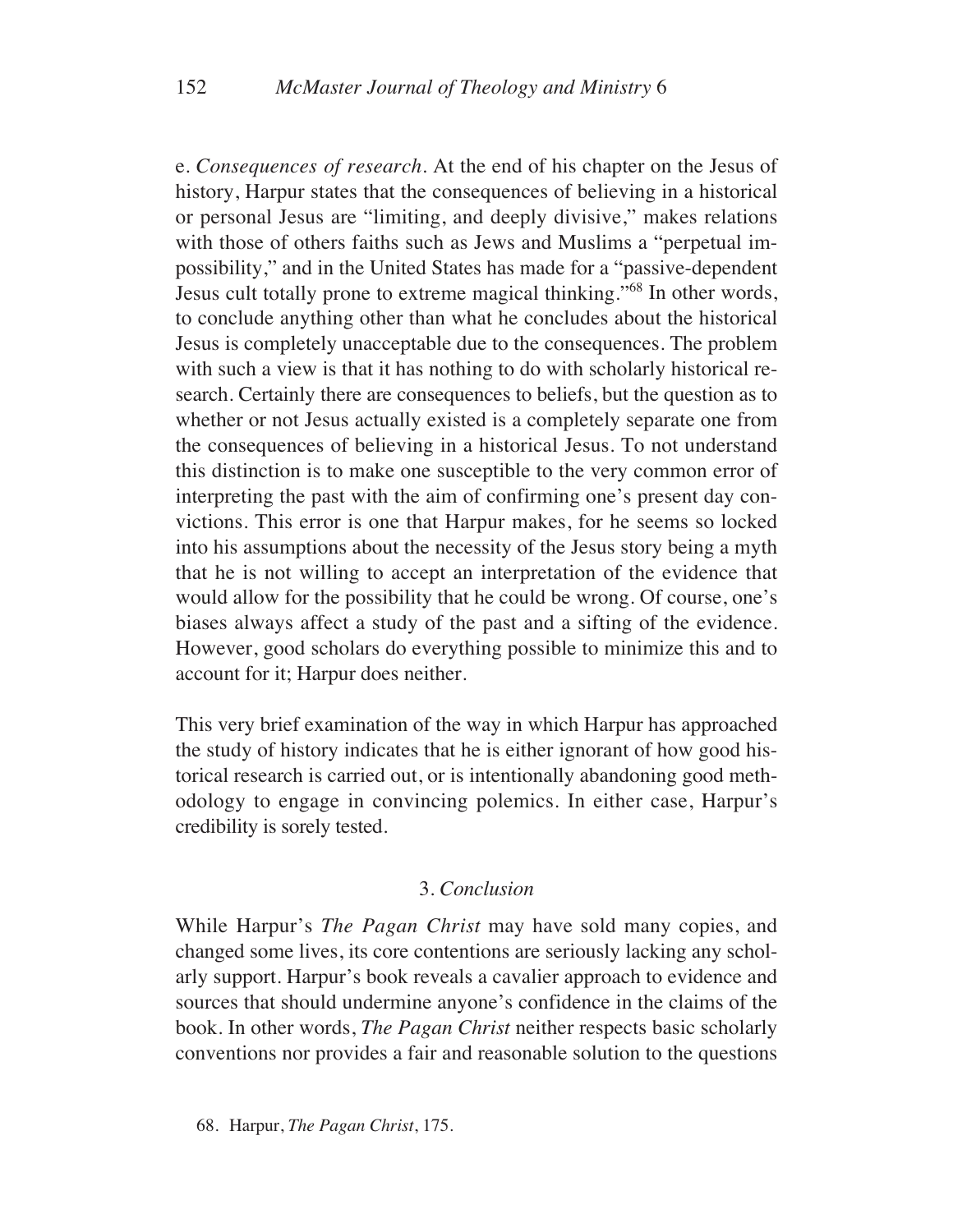e. *Consequences of research*. At the end of his chapter on the Jesus of history, Harpur states that the consequences of believing in a historical or personal Jesus are "limiting, and deeply divisive," makes relations with those of others faiths such as Jews and Muslims a "perpetual impossibility," and in the United States has made for a "passive-dependent Jesus cult totally prone to extreme magical thinking."[68] In other words, to conclude anything other than what he concludes about the historical Jesus is completely unacceptable due to the consequences. The problem with such a view is that it has nothing to do with scholarly historical research. Certainly there are consequences to beliefs, but the question as to whether or not Jesus actually existed is a completely separate one from the consequences of believing in a historical Jesus. To not understand this distinction is to make one susceptible to the very common error of interpreting the past with the aim of confirming one's present day convictions. This error is one that Harpur makes, for he seems so locked into his assumptions about the necessity of the Jesus story being a myth that he is not willing to accept an interpretation of the evidence that would allow for the possibility that he could be wrong. Of course, one's biases always affect a study of the past and a sifting of the evidence. However, good scholars do everything possible to minimize this and to account for it; Harpur does neither.

This very brief examination of the way in which Harpur has approached the study of history indicates that he is either ignorant of how good historical research is carried out, or is intentionally abandoning good methodology to engage in convincing polemics. In either case, Harpur's credibility is sorely tested.

## 3. *Conclusion*

While Harpur's *The Pagan Christ* may have sold many copies, and changed some lives, its core contentions are seriously lacking any scholarly support. Harpur's book reveals a cavalier approach to evidence and sources that should undermine anyone's confidence in the claims of the book. In other words, *The Pagan Christ* neither respects basic scholarly conventions nor provides a fair and reasonable solution to the questions

68. Harpur, *The Pagan Christ*, 175.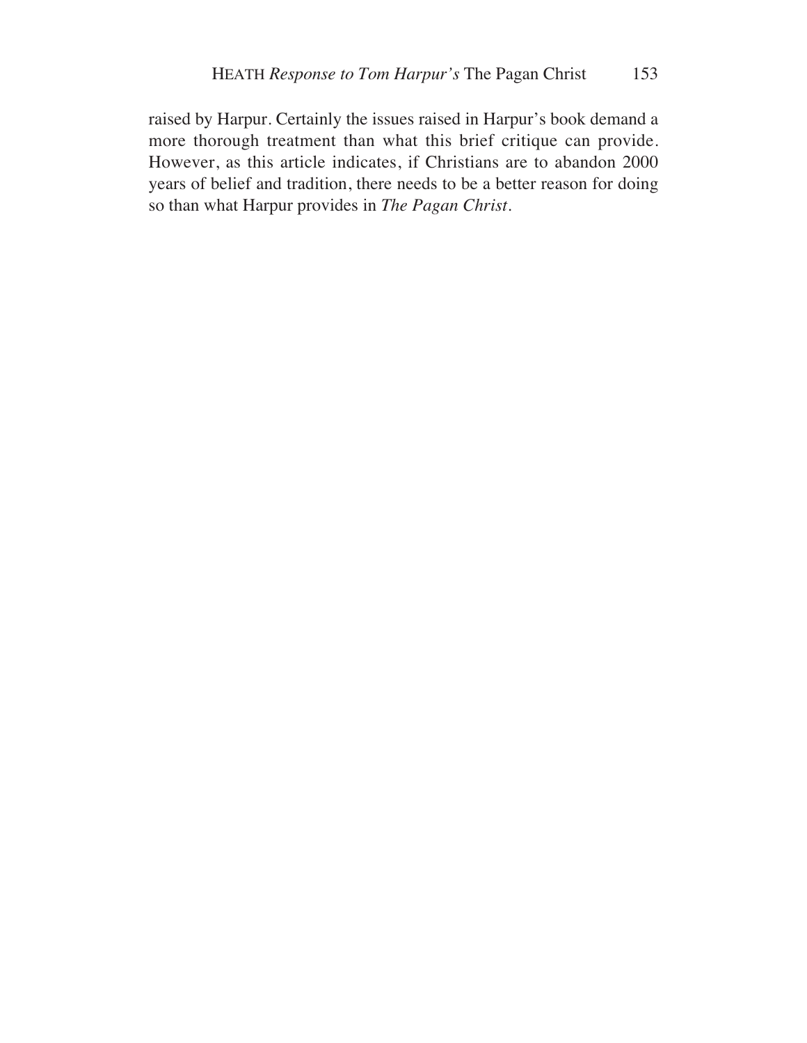raised by Harpur. Certainly the issues raised in Harpur's book demand a more thorough treatment than what this brief critique can provide. However, as this article indicates, if Christians are to abandon 2000 years of belief and tradition, there needs to be a better reason for doing so than what Harpur provides in *The Pagan Christ*.